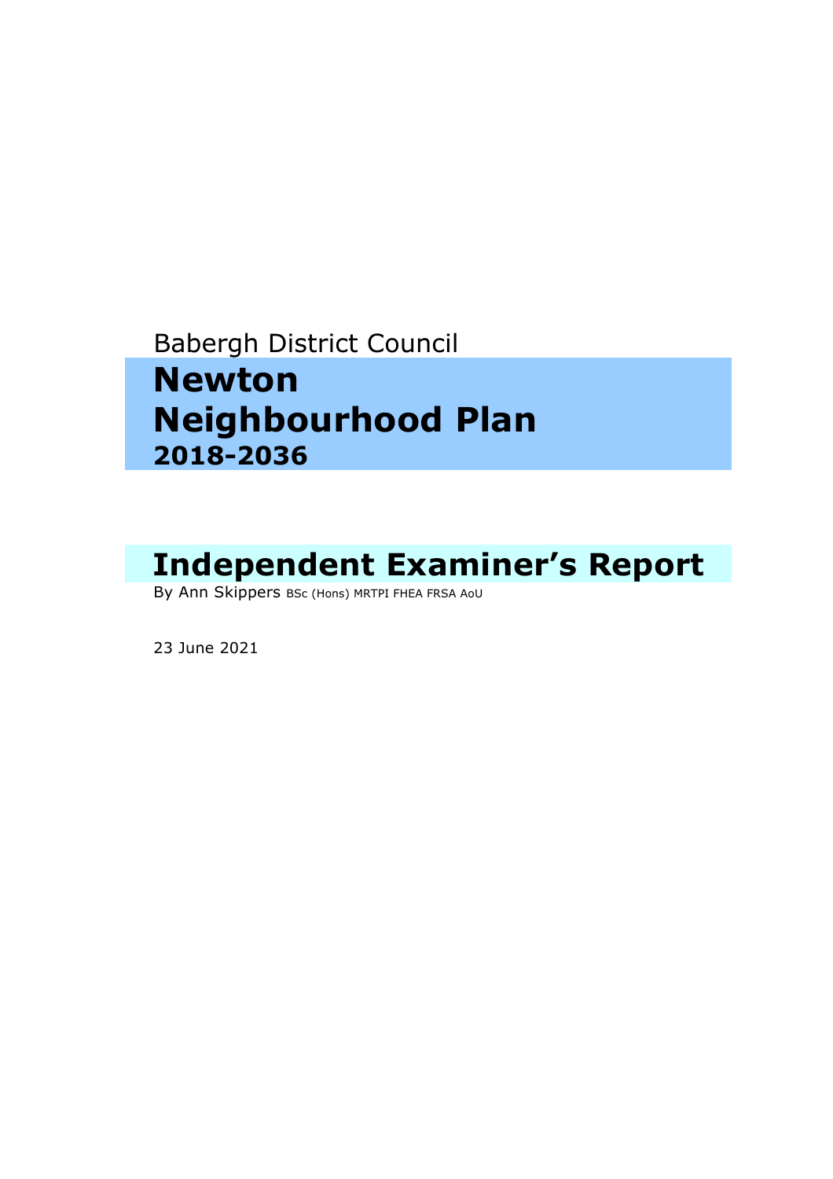Babergh District Council

# Newton Neighbourhood Plan 2018-2036

# Independent Examiner's Report

By Ann Skippers BSc (Hons) MRTPI FHEA FRSA AoU

23 June 2021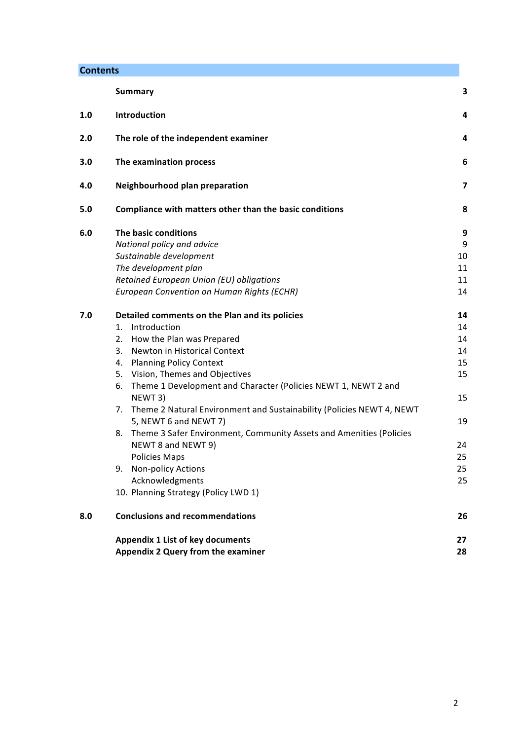## Contents

| | | |
|---|---|---|
| | **Summary** | **3** |
| **1.0** | **Introduction** | **4** |
| **2.0** | **The role of the independent examiner** | **4** |
| **3.0** | **The examination process** | **6** |
| **4.0** | **Neighbourhood plan preparation** | **7** |
| **5.0** | **Compliance with matters other than the basic conditions** | **8** |
| **6.0** | **The basic conditions** | **9** |
| | *National policy and advice* | 9 |
| | *Sustainable development* | 10 |
| | *The development plan* | 11 |
| | *Retained European Union (EU) obligations* | 11 |
| | *European Convention on Human Rights (ECHR)* | 14 |
| **7.0** | **Detailed comments on the Plan and its policies** | **14** |
| | 1. Introduction | 14 |
| | 2. How the Plan was Prepared | 14 |
| | 3. Newton in Historical Context | 14 |
| | 4. Planning Policy Context | 15 |
| | 5. Vision, Themes and Objectives | 15 |
| | 6. Theme 1 Development and Character (Policies NEWT 1, NEWT 2 and NEWT 3) | 15 |
| | 7. Theme 2 Natural Environment and Sustainability (Policies NEWT 4, NEWT 5, NEWT 6 and NEWT 7) | 19 |
| | 8. Theme 3 Safer Environment, Community Assets and Amenities (Policies NEWT 8 and NEWT 9) | 24 |
| | Policies Maps | 25 |
| | 9. Non-policy Actions | 25 |
| | Acknowledgments | 25 |
| | 10. Planning Strategy (Policy LWD 1) | |
| **8.0** | **Conclusions and recommendations** | **26** |
| | **Appendix 1 List of key documents** | **27** |
| | **Appendix 2 Query from the examiner** | **28** |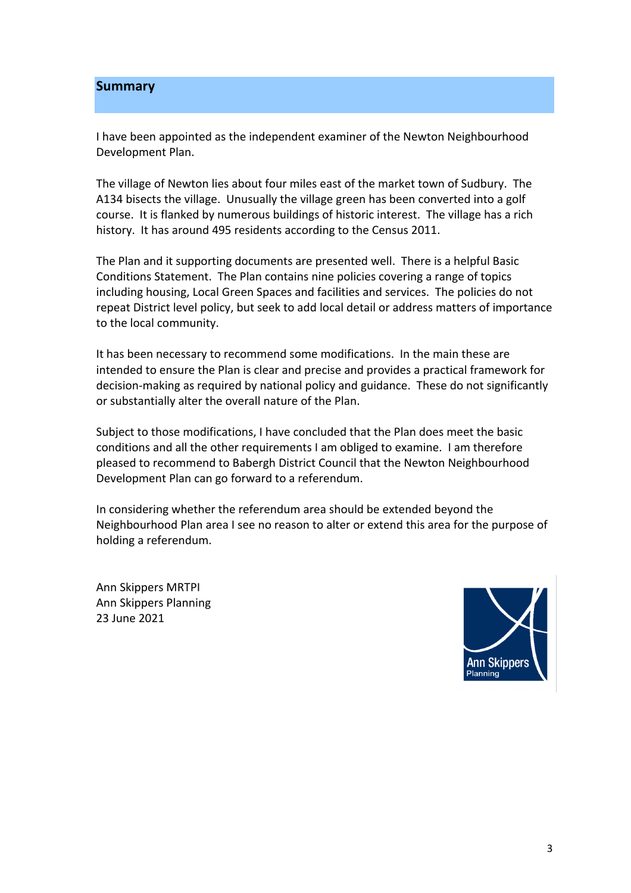## Summary

I have been appointed as the independent examiner of the Newton Neighbourhood Development Plan.

The village of Newton lies about four miles east of the market town of Sudbury. The A134 bisects the village. Unusually the village green has been converted into a golf course. It is flanked by numerous buildings of historic interest. The village has a rich history. It has around 495 residents according to the Census 2011.

The Plan and it supporting documents are presented well. There is a helpful Basic Conditions Statement. The Plan contains nine policies covering a range of topics including housing, Local Green Spaces and facilities and services. The policies do not repeat District level policy, but seek to add local detail or address matters of importance to the local community.

It has been necessary to recommend some modifications. In the main these are intended to ensure the Plan is clear and precise and provides a practical framework for decision-making as required by national policy and guidance. These do not significantly or substantially alter the overall nature of the Plan.

Subject to those modifications, I have concluded that the Plan does meet the basic conditions and all the other requirements I am obliged to examine. I am therefore pleased to recommend to Babergh District Council that the Newton Neighbourhood Development Plan can go forward to a referendum.

In considering whether the referendum area should be extended beyond the Neighbourhood Plan area I see no reason to alter or extend this area for the purpose of holding a referendum.

Ann Skippers MRTPI
Ann Skippers Planning
23 June 2021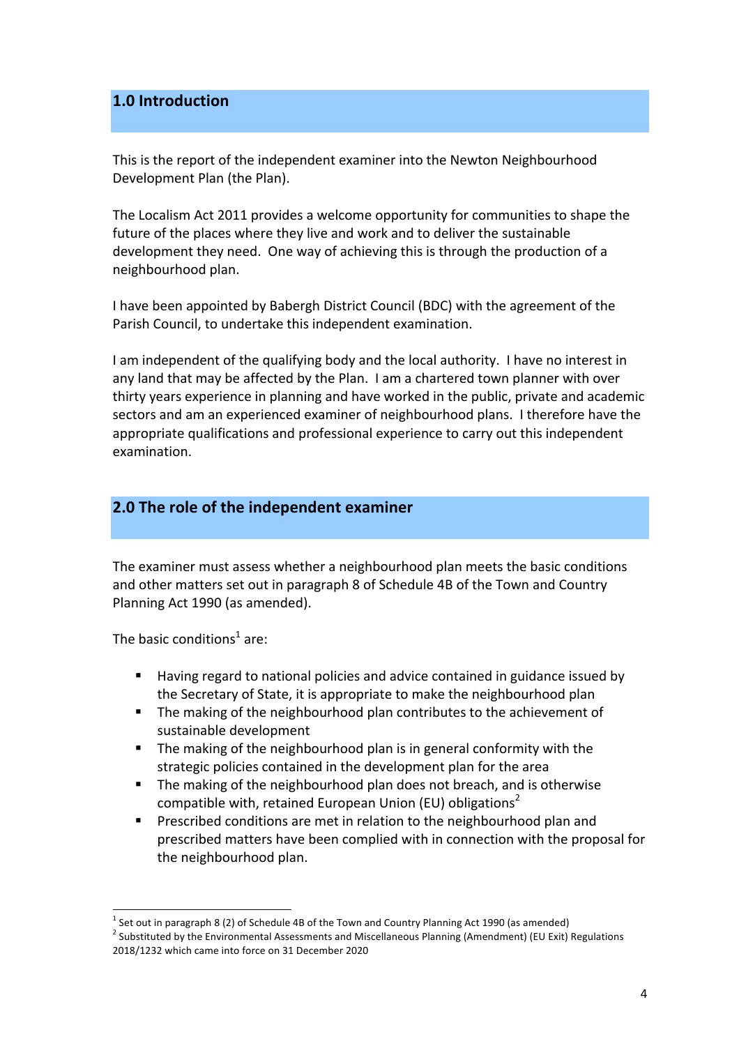## 1.0 Introduction

This is the report of the independent examiner into the Newton Neighbourhood Development Plan (the Plan).

The Localism Act 2011 provides a welcome opportunity for communities to shape the future of the places where they live and work and to deliver the sustainable development they need. One way of achieving this is through the production of a neighbourhood plan.

I have been appointed by Babergh District Council (BDC) with the agreement of the Parish Council, to undertake this independent examination.

I am independent of the qualifying body and the local authority. I have no interest in any land that may be affected by the Plan. I am a chartered town planner with over thirty years experience in planning and have worked in the public, private and academic sectors and am an experienced examiner of neighbourhood plans. I therefore have the appropriate qualifications and professional experience to carry out this independent examination.

## 2.0 The role of the independent examiner

The examiner must assess whether a neighbourhood plan meets the basic conditions and other matters set out in paragraph 8 of Schedule 4B of the Town and Country Planning Act 1990 (as amended).

The basic conditions[1] are:

- Having regard to national policies and advice contained in guidance issued by the Secretary of State, it is appropriate to make the neighbourhood plan
- The making of the neighbourhood plan contributes to the achievement of sustainable development
- The making of the neighbourhood plan is in general conformity with the strategic policies contained in the development plan for the area
- The making of the neighbourhood plan does not breach, and is otherwise compatible with, retained European Union (EU) obligations[2]
- Prescribed conditions are met in relation to the neighbourhood plan and prescribed matters have been complied with in connection with the proposal for the neighbourhood plan.

---

[1] Set out in paragraph 8 (2) of Schedule 4B of the Town and Country Planning Act 1990 (as amended)

[2] Substituted by the Environmental Assessments and Miscellaneous Planning (Amendment) (EU Exit) Regulations 2018/1232 which came into force on 31 December 2020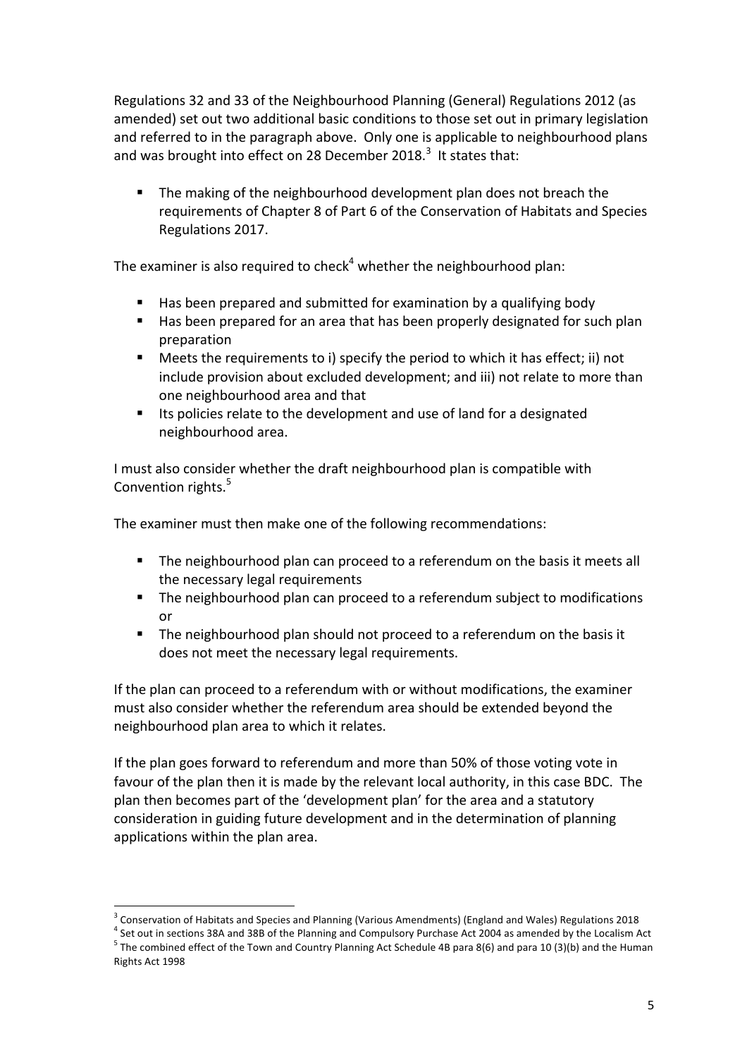Regulations 32 and 33 of the Neighbourhood Planning (General) Regulations 2012 (as amended) set out two additional basic conditions to those set out in primary legislation and referred to in the paragraph above. Only one is applicable to neighbourhood plans and was brought into effect on 28 December 2018.[3] It states that:

- The making of the neighbourhood development plan does not breach the requirements of Chapter 8 of Part 6 of the Conservation of Habitats and Species Regulations 2017.

The examiner is also required to check[4] whether the neighbourhood plan:

- Has been prepared and submitted for examination by a qualifying body
- Has been prepared for an area that has been properly designated for such plan preparation
- Meets the requirements to i) specify the period to which it has effect; ii) not include provision about excluded development; and iii) not relate to more than one neighbourhood area and that
- Its policies relate to the development and use of land for a designated neighbourhood area.

I must also consider whether the draft neighbourhood plan is compatible with Convention rights.[5]

The examiner must then make one of the following recommendations:

- The neighbourhood plan can proceed to a referendum on the basis it meets all the necessary legal requirements
- The neighbourhood plan can proceed to a referendum subject to modifications or
- The neighbourhood plan should not proceed to a referendum on the basis it does not meet the necessary legal requirements.

If the plan can proceed to a referendum with or without modifications, the examiner must also consider whether the referendum area should be extended beyond the neighbourhood plan area to which it relates.

If the plan goes forward to referendum and more than 50% of those voting vote in favour of the plan then it is made by the relevant local authority, in this case BDC. The plan then becomes part of the 'development plan' for the area and a statutory consideration in guiding future development and in the determination of planning applications within the plan area.

---

[3] Conservation of Habitats and Species and Planning (Various Amendments) (England and Wales) Regulations 2018

[4] Set out in sections 38A and 38B of the Planning and Compulsory Purchase Act 2004 as amended by the Localism Act

[5] The combined effect of the Town and Country Planning Act Schedule 4B para 8(6) and para 10 (3)(b) and the Human Rights Act 1998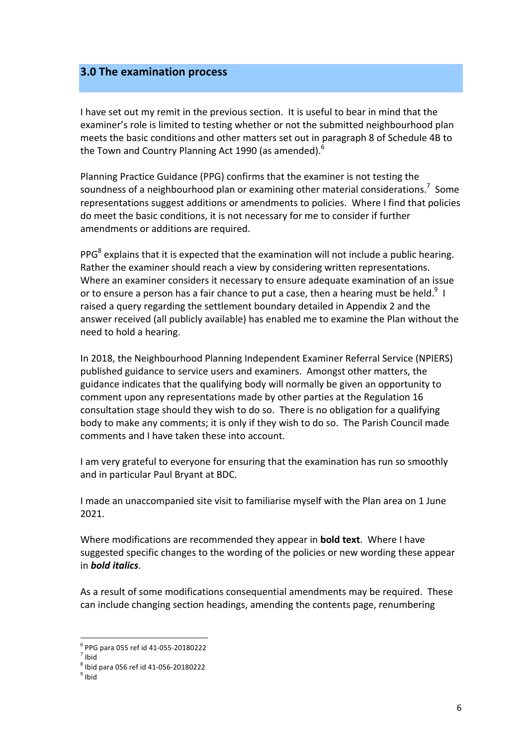## 3.0 The examination process

I have set out my remit in the previous section. It is useful to bear in mind that the examiner's role is limited to testing whether or not the submitted neighbourhood plan meets the basic conditions and other matters set out in paragraph 8 of Schedule 4B to the Town and Country Planning Act 1990 (as amended).[6]

Planning Practice Guidance (PPG) confirms that the examiner is not testing the soundness of a neighbourhood plan or examining other material considerations.[7] Some representations suggest additions or amendments to policies. Where I find that policies do meet the basic conditions, it is not necessary for me to consider if further amendments or additions are required.

PPG[8] explains that it is expected that the examination will not include a public hearing. Rather the examiner should reach a view by considering written representations. Where an examiner considers it necessary to ensure adequate examination of an issue or to ensure a person has a fair chance to put a case, then a hearing must be held.[9] I raised a query regarding the settlement boundary detailed in Appendix 2 and the answer received (all publicly available) has enabled me to examine the Plan without the need to hold a hearing.

In 2018, the Neighbourhood Planning Independent Examiner Referral Service (NPIERS) published guidance to service users and examiners. Amongst other matters, the guidance indicates that the qualifying body will normally be given an opportunity to comment upon any representations made by other parties at the Regulation 16 consultation stage should they wish to do so. There is no obligation for a qualifying body to make any comments; it is only if they wish to do so. The Parish Council made comments and I have taken these into account.

I am very grateful to everyone for ensuring that the examination has run so smoothly and in particular Paul Bryant at BDC.

I made an unaccompanied site visit to familiarise myself with the Plan area on 1 June 2021.

Where modifications are recommended they appear in **bold text**. Where I have suggested specific changes to the wording of the policies or new wording these appear in ***bold italics***.

As a result of some modifications consequential amendments may be required. These can include changing section headings, amending the contents page, renumbering

---

[6] PPG para 055 ref id 41-055-20180222
[7] Ibid
[8] Ibid para 056 ref id 41-056-20180222
[9] Ibid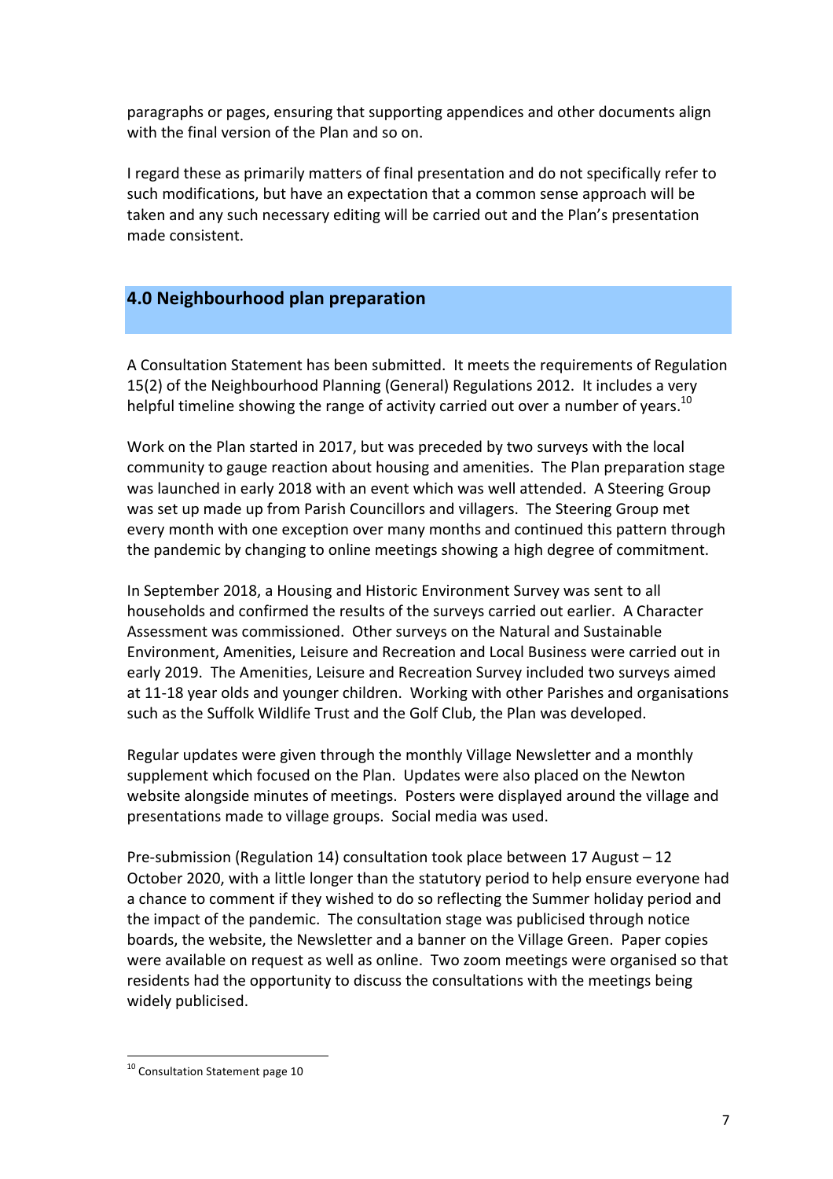paragraphs or pages, ensuring that supporting appendices and other documents align with the final version of the Plan and so on.

I regard these as primarily matters of final presentation and do not specifically refer to such modifications, but have an expectation that a common sense approach will be taken and any such necessary editing will be carried out and the Plan's presentation made consistent.

## 4.0 Neighbourhood plan preparation

A Consultation Statement has been submitted. It meets the requirements of Regulation 15(2) of the Neighbourhood Planning (General) Regulations 2012. It includes a very helpful timeline showing the range of activity carried out over a number of years.[10]

Work on the Plan started in 2017, but was preceded by two surveys with the local community to gauge reaction about housing and amenities. The Plan preparation stage was launched in early 2018 with an event which was well attended. A Steering Group was set up made up from Parish Councillors and villagers. The Steering Group met every month with one exception over many months and continued this pattern through the pandemic by changing to online meetings showing a high degree of commitment.

In September 2018, a Housing and Historic Environment Survey was sent to all households and confirmed the results of the surveys carried out earlier. A Character Assessment was commissioned. Other surveys on the Natural and Sustainable Environment, Amenities, Leisure and Recreation and Local Business were carried out in early 2019. The Amenities, Leisure and Recreation Survey included two surveys aimed at 11-18 year olds and younger children. Working with other Parishes and organisations such as the Suffolk Wildlife Trust and the Golf Club, the Plan was developed.

Regular updates were given through the monthly Village Newsletter and a monthly supplement which focused on the Plan. Updates were also placed on the Newton website alongside minutes of meetings. Posters were displayed around the village and presentations made to village groups. Social media was used.

Pre-submission (Regulation 14) consultation took place between 17 August – 12 October 2020, with a little longer than the statutory period to help ensure everyone had a chance to comment if they wished to do so reflecting the Summer holiday period and the impact of the pandemic. The consultation stage was publicised through notice boards, the website, the Newsletter and a banner on the Village Green. Paper copies were available on request as well as online. Two zoom meetings were organised so that residents had the opportunity to discuss the consultations with the meetings being widely publicised.

[10] Consultation Statement page 10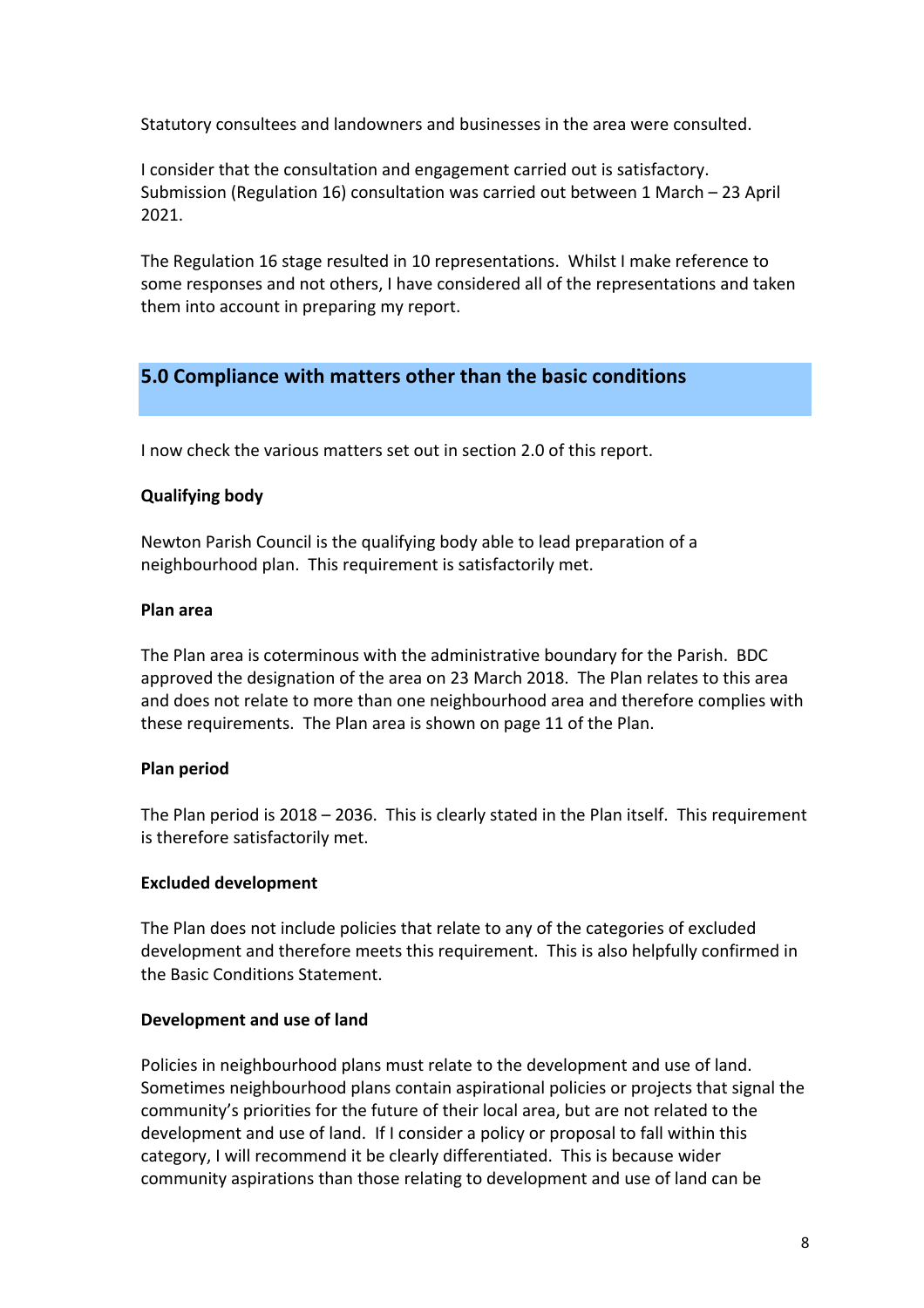Statutory consultees and landowners and businesses in the area were consulted.

I consider that the consultation and engagement carried out is satisfactory. Submission (Regulation 16) consultation was carried out between 1 March – 23 April 2021.

The Regulation 16 stage resulted in 10 representations. Whilst I make reference to some responses and not others, I have considered all of the representations and taken them into account in preparing my report.

## 5.0 Compliance with matters other than the basic conditions

I now check the various matters set out in section 2.0 of this report.

**Qualifying body**

Newton Parish Council is the qualifying body able to lead preparation of a neighbourhood plan. This requirement is satisfactorily met.

**Plan area**

The Plan area is coterminous with the administrative boundary for the Parish. BDC approved the designation of the area on 23 March 2018. The Plan relates to this area and does not relate to more than one neighbourhood area and therefore complies with these requirements. The Plan area is shown on page 11 of the Plan.

**Plan period**

The Plan period is 2018 – 2036. This is clearly stated in the Plan itself. This requirement is therefore satisfactorily met.

**Excluded development**

The Plan does not include policies that relate to any of the categories of excluded development and therefore meets this requirement. This is also helpfully confirmed in the Basic Conditions Statement.

**Development and use of land**

Policies in neighbourhood plans must relate to the development and use of land. Sometimes neighbourhood plans contain aspirational policies or projects that signal the community's priorities for the future of their local area, but are not related to the development and use of land. If I consider a policy or proposal to fall within this category, I will recommend it be clearly differentiated. This is because wider community aspirations than those relating to development and use of land can be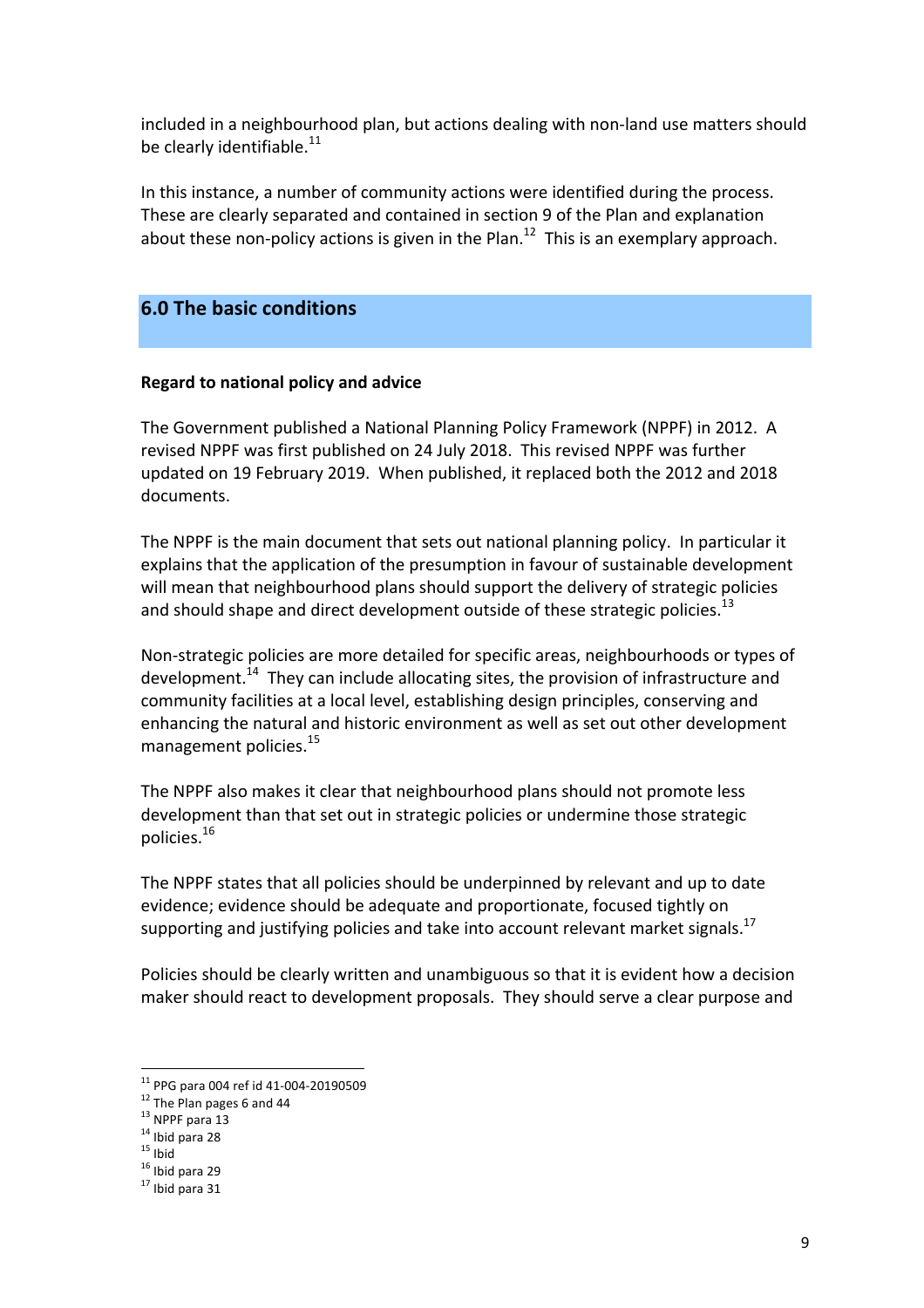included in a neighbourhood plan, but actions dealing with non-land use matters should be clearly identifiable.[11]

In this instance, a number of community actions were identified during the process. These are clearly separated and contained in section 9 of the Plan and explanation about these non-policy actions is given in the Plan.[12] This is an exemplary approach.

## 6.0 The basic conditions

**Regard to national policy and advice**

The Government published a National Planning Policy Framework (NPPF) in 2012. A revised NPPF was first published on 24 July 2018. This revised NPPF was further updated on 19 February 2019. When published, it replaced both the 2012 and 2018 documents.

The NPPF is the main document that sets out national planning policy. In particular it explains that the application of the presumption in favour of sustainable development will mean that neighbourhood plans should support the delivery of strategic policies and should shape and direct development outside of these strategic policies.[13]

Non-strategic policies are more detailed for specific areas, neighbourhoods or types of development.[14] They can include allocating sites, the provision of infrastructure and community facilities at a local level, establishing design principles, conserving and enhancing the natural and historic environment as well as set out other development management policies.[15]

The NPPF also makes it clear that neighbourhood plans should not promote less development than that set out in strategic policies or undermine those strategic policies.[16]

The NPPF states that all policies should be underpinned by relevant and up to date evidence; evidence should be adequate and proportionate, focused tightly on supporting and justifying policies and take into account relevant market signals.[17]

Policies should be clearly written and unambiguous so that it is evident how a decision maker should react to development proposals. They should serve a clear purpose and

---

[11] PPG para 004 ref id 41-004-20190509
[12] The Plan pages 6 and 44
[13] NPPF para 13
[14] Ibid para 28
[15] Ibid
[16] Ibid para 29
[17] Ibid para 31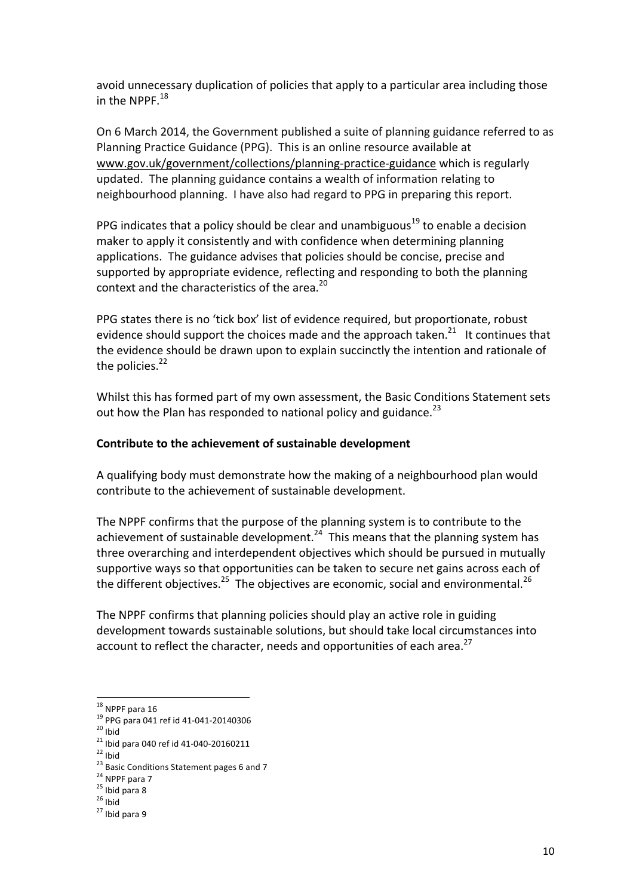avoid unnecessary duplication of policies that apply to a particular area including those in the NPPF.[18]

On 6 March 2014, the Government published a suite of planning guidance referred to as Planning Practice Guidance (PPG). This is an online resource available at www.gov.uk/government/collections/planning-practice-guidance which is regularly updated. The planning guidance contains a wealth of information relating to neighbourhood planning. I have also had regard to PPG in preparing this report.

PPG indicates that a policy should be clear and unambiguous[19] to enable a decision maker to apply it consistently and with confidence when determining planning applications. The guidance advises that policies should be concise, precise and supported by appropriate evidence, reflecting and responding to both the planning context and the characteristics of the area.[20]

PPG states there is no 'tick box' list of evidence required, but proportionate, robust evidence should support the choices made and the approach taken.[21] It continues that the evidence should be drawn upon to explain succinctly the intention and rationale of the policies.[22]

Whilst this has formed part of my own assessment, the Basic Conditions Statement sets out how the Plan has responded to national policy and guidance.[23]

**Contribute to the achievement of sustainable development**

A qualifying body must demonstrate how the making of a neighbourhood plan would contribute to the achievement of sustainable development.

The NPPF confirms that the purpose of the planning system is to contribute to the achievement of sustainable development.[24] This means that the planning system has three overarching and interdependent objectives which should be pursued in mutually supportive ways so that opportunities can be taken to secure net gains across each of the different objectives.[25] The objectives are economic, social and environmental.[26]

The NPPF confirms that planning policies should play an active role in guiding development towards sustainable solutions, but should take local circumstances into account to reflect the character, needs and opportunities of each area.[27]

---

[18] NPPF para 16
[19] PPG para 041 ref id 41-041-20140306
[20] Ibid
[21] Ibid para 040 ref id 41-040-20160211
[22] Ibid
[23] Basic Conditions Statement pages 6 and 7
[24] NPPF para 7
[25] Ibid para 8
[26] Ibid
[27] Ibid para 9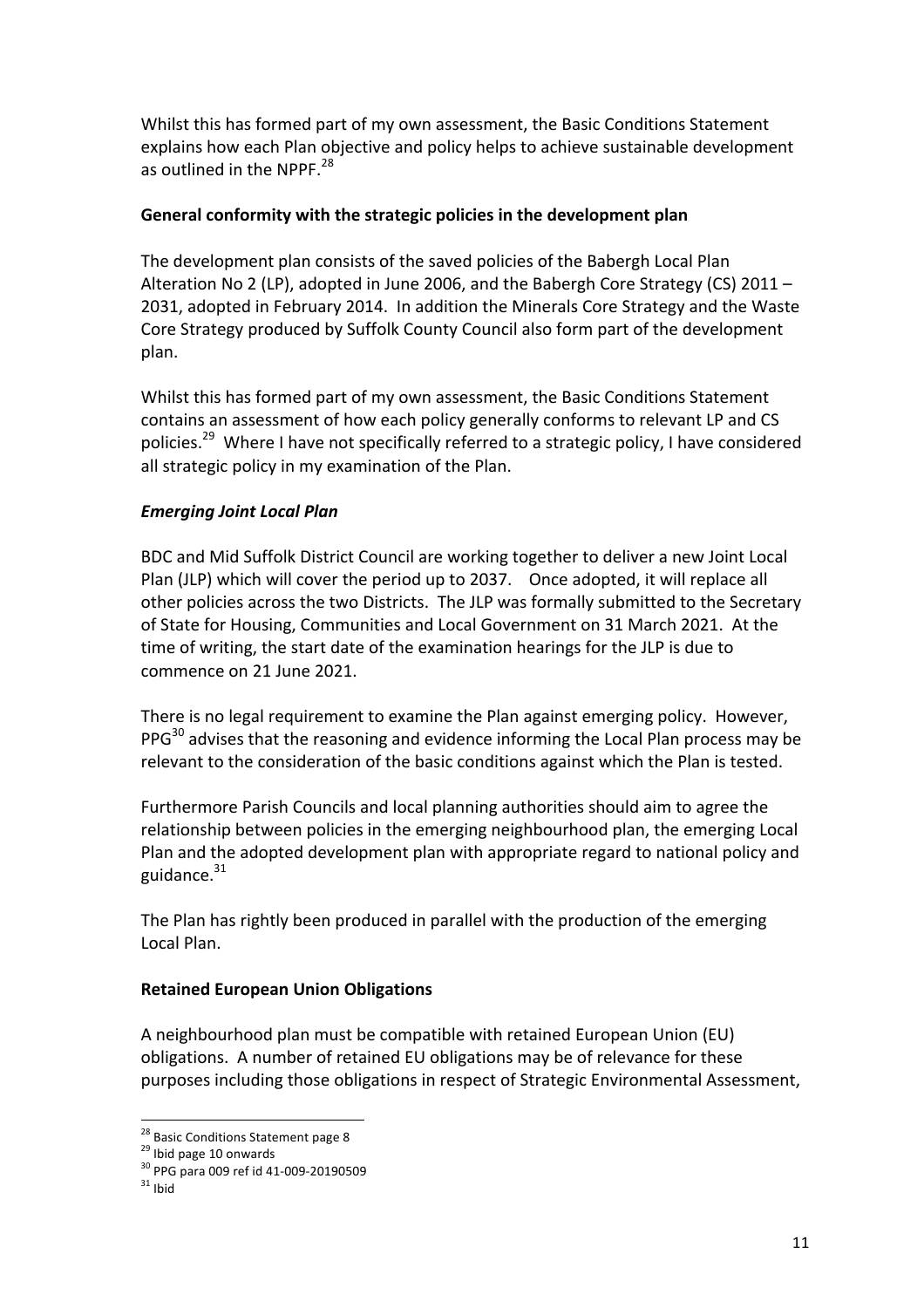Whilst this has formed part of my own assessment, the Basic Conditions Statement explains how each Plan objective and policy helps to achieve sustainable development as outlined in the NPPF.[28]

**General conformity with the strategic policies in the development plan**

The development plan consists of the saved policies of the Babergh Local Plan Alteration No 2 (LP), adopted in June 2006, and the Babergh Core Strategy (CS) 2011 – 2031, adopted in February 2014. In addition the Minerals Core Strategy and the Waste Core Strategy produced by Suffolk County Council also form part of the development plan.

Whilst this has formed part of my own assessment, the Basic Conditions Statement contains an assessment of how each policy generally conforms to relevant LP and CS policies.[29] Where I have not specifically referred to a strategic policy, I have considered all strategic policy in my examination of the Plan.

***Emerging Joint Local Plan***

BDC and Mid Suffolk District Council are working together to deliver a new Joint Local Plan (JLP) which will cover the period up to 2037. Once adopted, it will replace all other policies across the two Districts. The JLP was formally submitted to the Secretary of State for Housing, Communities and Local Government on 31 March 2021. At the time of writing, the start date of the examination hearings for the JLP is due to commence on 21 June 2021.

There is no legal requirement to examine the Plan against emerging policy. However, PPG[30] advises that the reasoning and evidence informing the Local Plan process may be relevant to the consideration of the basic conditions against which the Plan is tested.

Furthermore Parish Councils and local planning authorities should aim to agree the relationship between policies in the emerging neighbourhood plan, the emerging Local Plan and the adopted development plan with appropriate regard to national policy and guidance.[31]

The Plan has rightly been produced in parallel with the production of the emerging Local Plan.

**Retained European Union Obligations**

A neighbourhood plan must be compatible with retained European Union (EU) obligations. A number of retained EU obligations may be of relevance for these purposes including those obligations in respect of Strategic Environmental Assessment,

---

[28] Basic Conditions Statement page 8

[29] Ibid page 10 onwards

[30] PPG para 009 ref id 41-009-20190509

[31] Ibid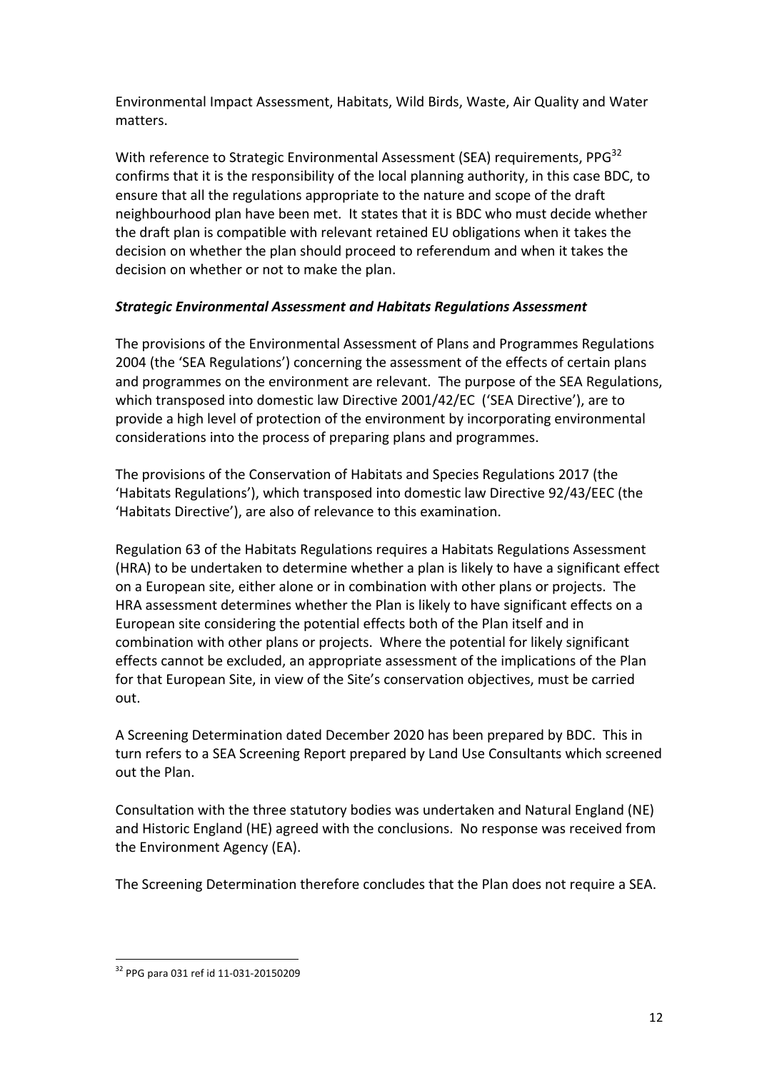Environmental Impact Assessment, Habitats, Wild Birds, Waste, Air Quality and Water matters.

With reference to Strategic Environmental Assessment (SEA) requirements, PPG[32] confirms that it is the responsibility of the local planning authority, in this case BDC, to ensure that all the regulations appropriate to the nature and scope of the draft neighbourhood plan have been met. It states that it is BDC who must decide whether the draft plan is compatible with relevant retained EU obligations when it takes the decision on whether the plan should proceed to referendum and when it takes the decision on whether or not to make the plan.

***Strategic Environmental Assessment and Habitats Regulations Assessment***

The provisions of the Environmental Assessment of Plans and Programmes Regulations 2004 (the 'SEA Regulations') concerning the assessment of the effects of certain plans and programmes on the environment are relevant. The purpose of the SEA Regulations, which transposed into domestic law Directive 2001/42/EC ('SEA Directive'), are to provide a high level of protection of the environment by incorporating environmental considerations into the process of preparing plans and programmes.

The provisions of the Conservation of Habitats and Species Regulations 2017 (the 'Habitats Regulations'), which transposed into domestic law Directive 92/43/EEC (the 'Habitats Directive'), are also of relevance to this examination.

Regulation 63 of the Habitats Regulations requires a Habitats Regulations Assessment (HRA) to be undertaken to determine whether a plan is likely to have a significant effect on a European site, either alone or in combination with other plans or projects. The HRA assessment determines whether the Plan is likely to have significant effects on a European site considering the potential effects both of the Plan itself and in combination with other plans or projects. Where the potential for likely significant effects cannot be excluded, an appropriate assessment of the implications of the Plan for that European Site, in view of the Site's conservation objectives, must be carried out.

A Screening Determination dated December 2020 has been prepared by BDC. This in turn refers to a SEA Screening Report prepared by Land Use Consultants which screened out the Plan.

Consultation with the three statutory bodies was undertaken and Natural England (NE) and Historic England (HE) agreed with the conclusions. No response was received from the Environment Agency (EA).

The Screening Determination therefore concludes that the Plan does not require a SEA.

[32] PPG para 031 ref id 11-031-20150209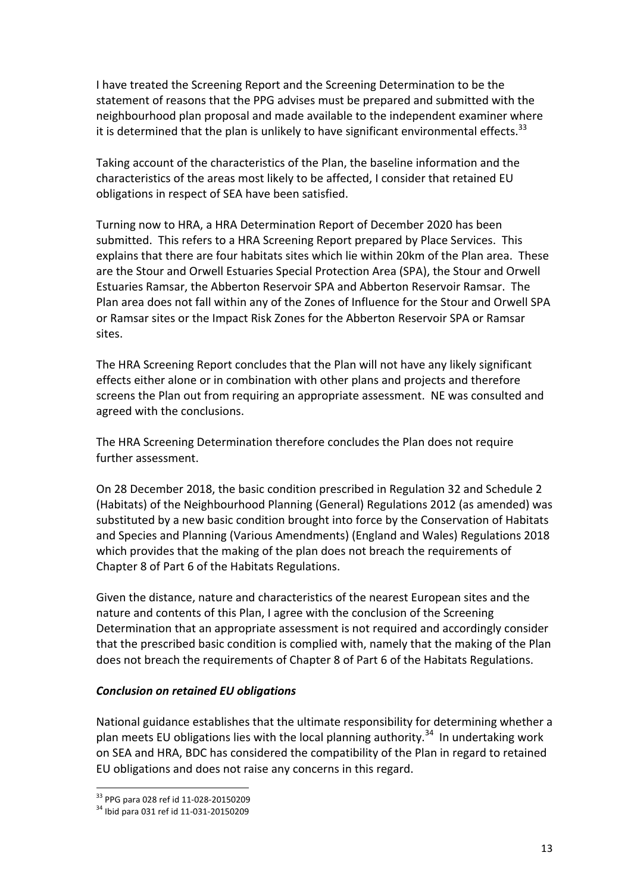I have treated the Screening Report and the Screening Determination to be the statement of reasons that the PPG advises must be prepared and submitted with the neighbourhood plan proposal and made available to the independent examiner where it is determined that the plan is unlikely to have significant environmental effects.[33]

Taking account of the characteristics of the Plan, the baseline information and the characteristics of the areas most likely to be affected, I consider that retained EU obligations in respect of SEA have been satisfied.

Turning now to HRA, a HRA Determination Report of December 2020 has been submitted. This refers to a HRA Screening Report prepared by Place Services. This explains that there are four habitats sites which lie within 20km of the Plan area. These are the Stour and Orwell Estuaries Special Protection Area (SPA), the Stour and Orwell Estuaries Ramsar, the Abberton Reservoir SPA and Abberton Reservoir Ramsar. The Plan area does not fall within any of the Zones of Influence for the Stour and Orwell SPA or Ramsar sites or the Impact Risk Zones for the Abberton Reservoir SPA or Ramsar sites.

The HRA Screening Report concludes that the Plan will not have any likely significant effects either alone or in combination with other plans and projects and therefore screens the Plan out from requiring an appropriate assessment. NE was consulted and agreed with the conclusions.

The HRA Screening Determination therefore concludes the Plan does not require further assessment.

On 28 December 2018, the basic condition prescribed in Regulation 32 and Schedule 2 (Habitats) of the Neighbourhood Planning (General) Regulations 2012 (as amended) was substituted by a new basic condition brought into force by the Conservation of Habitats and Species and Planning (Various Amendments) (England and Wales) Regulations 2018 which provides that the making of the plan does not breach the requirements of Chapter 8 of Part 6 of the Habitats Regulations.

Given the distance, nature and characteristics of the nearest European sites and the nature and contents of this Plan, I agree with the conclusion of the Screening Determination that an appropriate assessment is not required and accordingly consider that the prescribed basic condition is complied with, namely that the making of the Plan does not breach the requirements of Chapter 8 of Part 6 of the Habitats Regulations.

### *Conclusion on retained EU obligations*

National guidance establishes that the ultimate responsibility for determining whether a plan meets EU obligations lies with the local planning authority.[34] In undertaking work on SEA and HRA, BDC has considered the compatibility of the Plan in regard to retained EU obligations and does not raise any concerns in this regard.

---

[33] PPG para 028 ref id 11-028-20150209

[34] Ibid para 031 ref id 11-031-20150209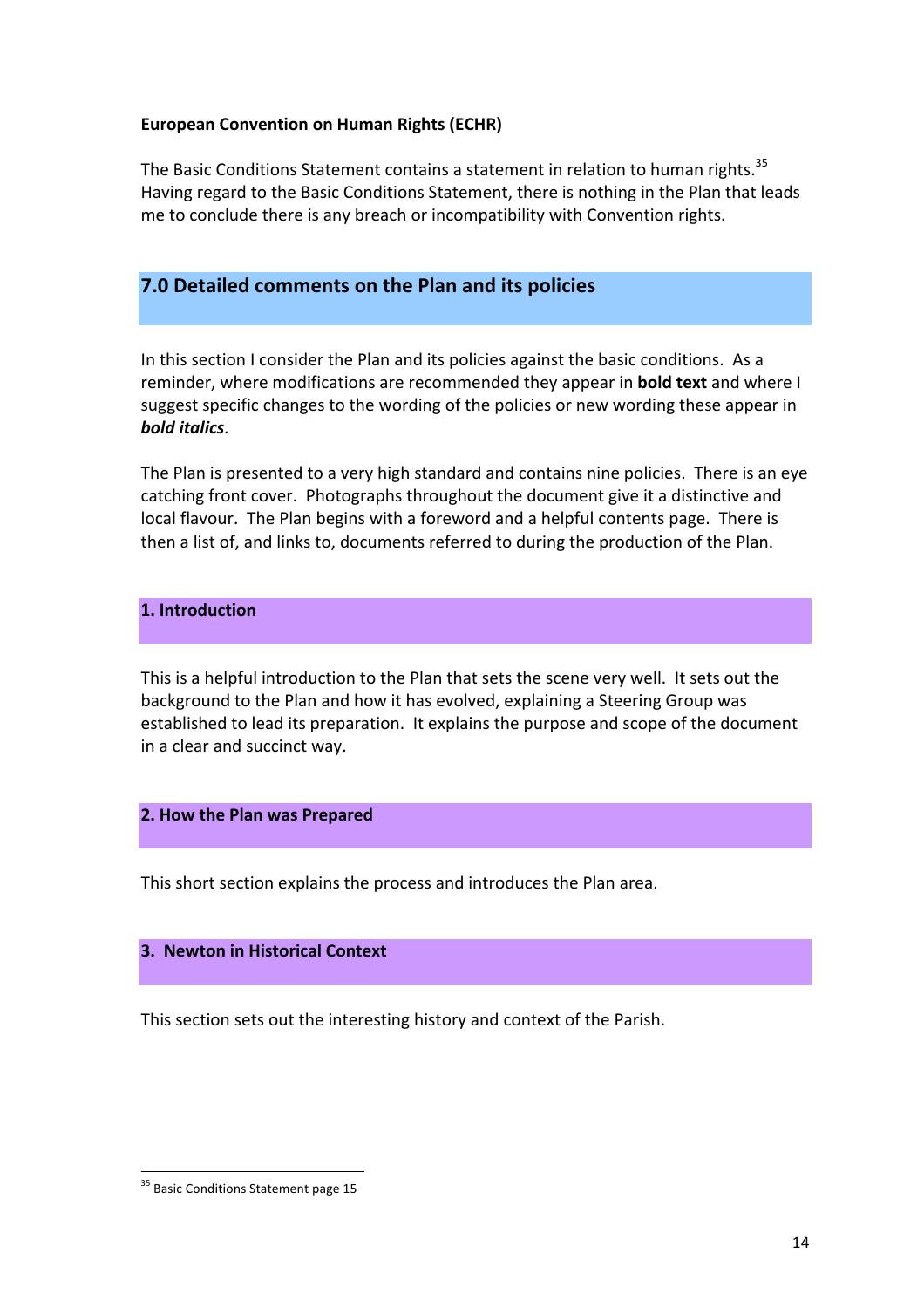**European Convention on Human Rights (ECHR)**

The Basic Conditions Statement contains a statement in relation to human rights.[35] Having regard to the Basic Conditions Statement, there is nothing in the Plan that leads me to conclude there is any breach or incompatibility with Convention rights.

## 7.0 Detailed comments on the Plan and its policies

In this section I consider the Plan and its policies against the basic conditions. As a reminder, where modifications are recommended they appear in **bold text** and where I suggest specific changes to the wording of the policies or new wording these appear in ***bold italics***.

The Plan is presented to a very high standard and contains nine policies. There is an eye catching front cover. Photographs throughout the document give it a distinctive and local flavour. The Plan begins with a foreword and a helpful contents page. There is then a list of, and links to, documents referred to during the production of the Plan.

### 1. Introduction

This is a helpful introduction to the Plan that sets the scene very well. It sets out the background to the Plan and how it has evolved, explaining a Steering Group was established to lead its preparation. It explains the purpose and scope of the document in a clear and succinct way.

### 2. How the Plan was Prepared

This short section explains the process and introduces the Plan area.

### 3. Newton in Historical Context

This section sets out the interesting history and context of the Parish.

---

[35] Basic Conditions Statement page 15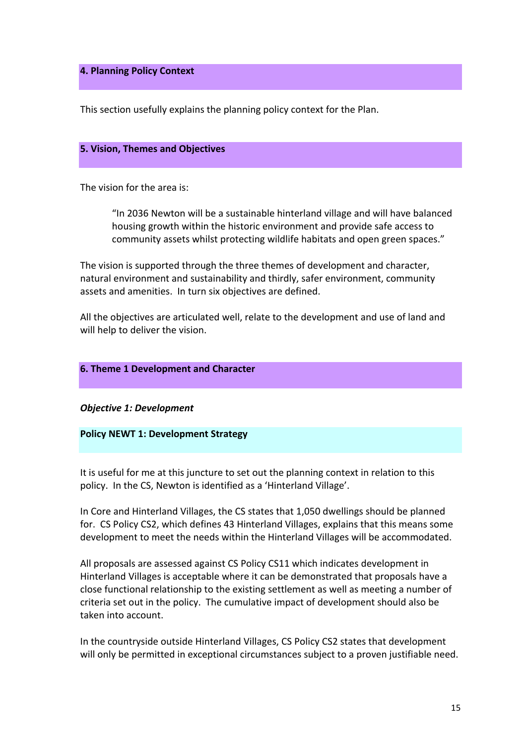## 4. Planning Policy Context

This section usefully explains the planning policy context for the Plan.

## 5. Vision, Themes and Objectives

The vision for the area is:

> "In 2036 Newton will be a sustainable hinterland village and will have balanced housing growth within the historic environment and provide safe access to community assets whilst protecting wildlife habitats and open green spaces."

The vision is supported through the three themes of development and character, natural environment and sustainability and thirdly, safer environment, community assets and amenities. In turn six objectives are defined.

All the objectives are articulated well, relate to the development and use of land and will help to deliver the vision.

## 6. Theme 1 Development and Character

***Objective 1: Development***

### Policy NEWT 1: Development Strategy

It is useful for me at this juncture to set out the planning context in relation to this policy. In the CS, Newton is identified as a 'Hinterland Village'.

In Core and Hinterland Villages, the CS states that 1,050 dwellings should be planned for. CS Policy CS2, which defines 43 Hinterland Villages, explains that this means some development to meet the needs within the Hinterland Villages will be accommodated.

All proposals are assessed against CS Policy CS11 which indicates development in Hinterland Villages is acceptable where it can be demonstrated that proposals have a close functional relationship to the existing settlement as well as meeting a number of criteria set out in the policy. The cumulative impact of development should also be taken into account.

In the countryside outside Hinterland Villages, CS Policy CS2 states that development will only be permitted in exceptional circumstances subject to a proven justifiable need.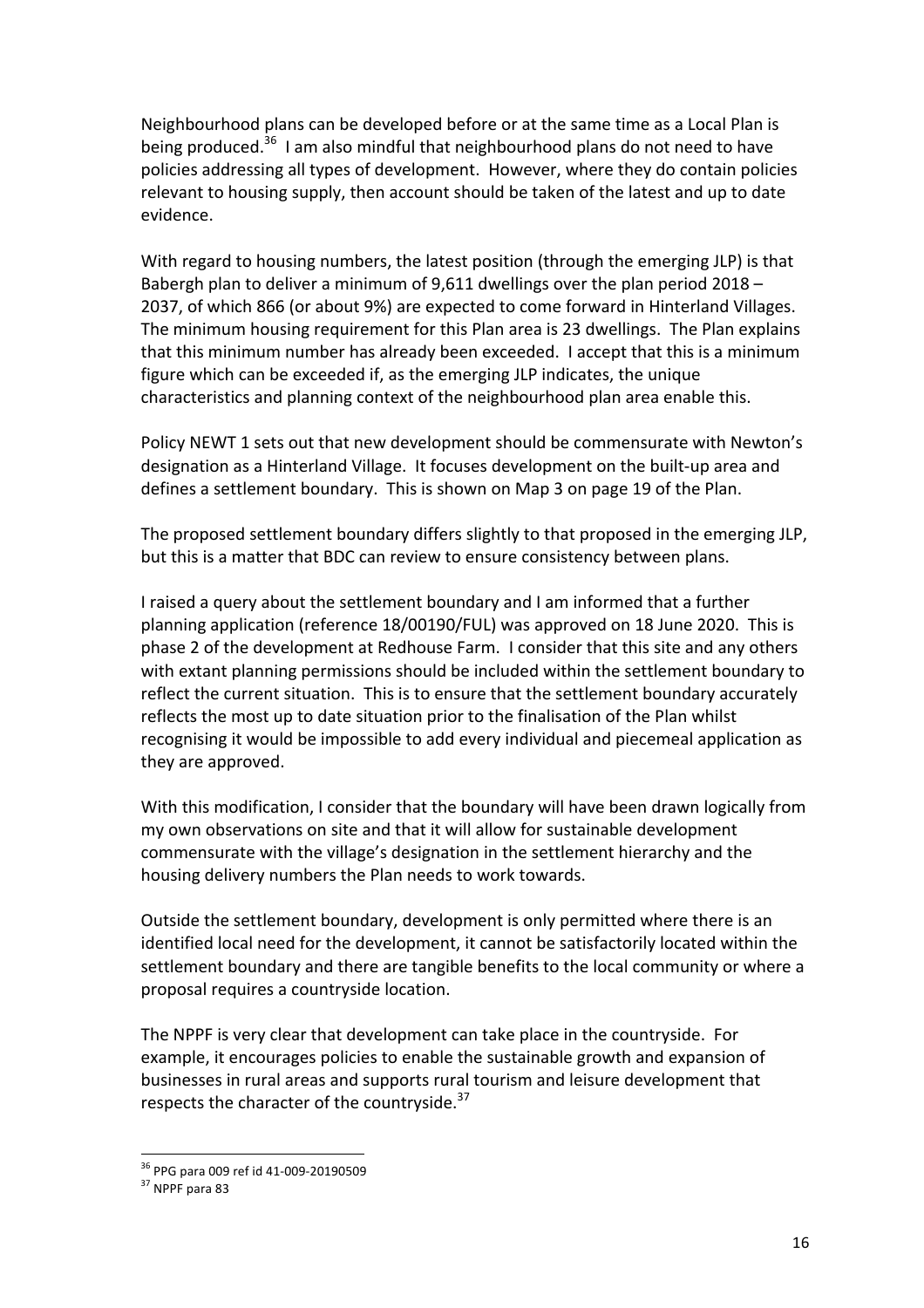Neighbourhood plans can be developed before or at the same time as a Local Plan is being produced.[36] I am also mindful that neighbourhood plans do not need to have policies addressing all types of development. However, where they do contain policies relevant to housing supply, then account should be taken of the latest and up to date evidence.

With regard to housing numbers, the latest position (through the emerging JLP) is that Babergh plan to deliver a minimum of 9,611 dwellings over the plan period 2018 – 2037, of which 866 (or about 9%) are expected to come forward in Hinterland Villages. The minimum housing requirement for this Plan area is 23 dwellings. The Plan explains that this minimum number has already been exceeded. I accept that this is a minimum figure which can be exceeded if, as the emerging JLP indicates, the unique characteristics and planning context of the neighbourhood plan area enable this.

Policy NEWT 1 sets out that new development should be commensurate with Newton's designation as a Hinterland Village. It focuses development on the built-up area and defines a settlement boundary. This is shown on Map 3 on page 19 of the Plan.

The proposed settlement boundary differs slightly to that proposed in the emerging JLP, but this is a matter that BDC can review to ensure consistency between plans.

I raised a query about the settlement boundary and I am informed that a further planning application (reference 18/00190/FUL) was approved on 18 June 2020. This is phase 2 of the development at Redhouse Farm. I consider that this site and any others with extant planning permissions should be included within the settlement boundary to reflect the current situation. This is to ensure that the settlement boundary accurately reflects the most up to date situation prior to the finalisation of the Plan whilst recognising it would be impossible to add every individual and piecemeal application as they are approved.

With this modification, I consider that the boundary will have been drawn logically from my own observations on site and that it will allow for sustainable development commensurate with the village's designation in the settlement hierarchy and the housing delivery numbers the Plan needs to work towards.

Outside the settlement boundary, development is only permitted where there is an identified local need for the development, it cannot be satisfactorily located within the settlement boundary and there are tangible benefits to the local community or where a proposal requires a countryside location.

The NPPF is very clear that development can take place in the countryside. For example, it encourages policies to enable the sustainable growth and expansion of businesses in rural areas and supports rural tourism and leisure development that respects the character of the countryside.[37]

---

[36] PPG para 009 ref id 41-009-20190509

[37] NPPF para 83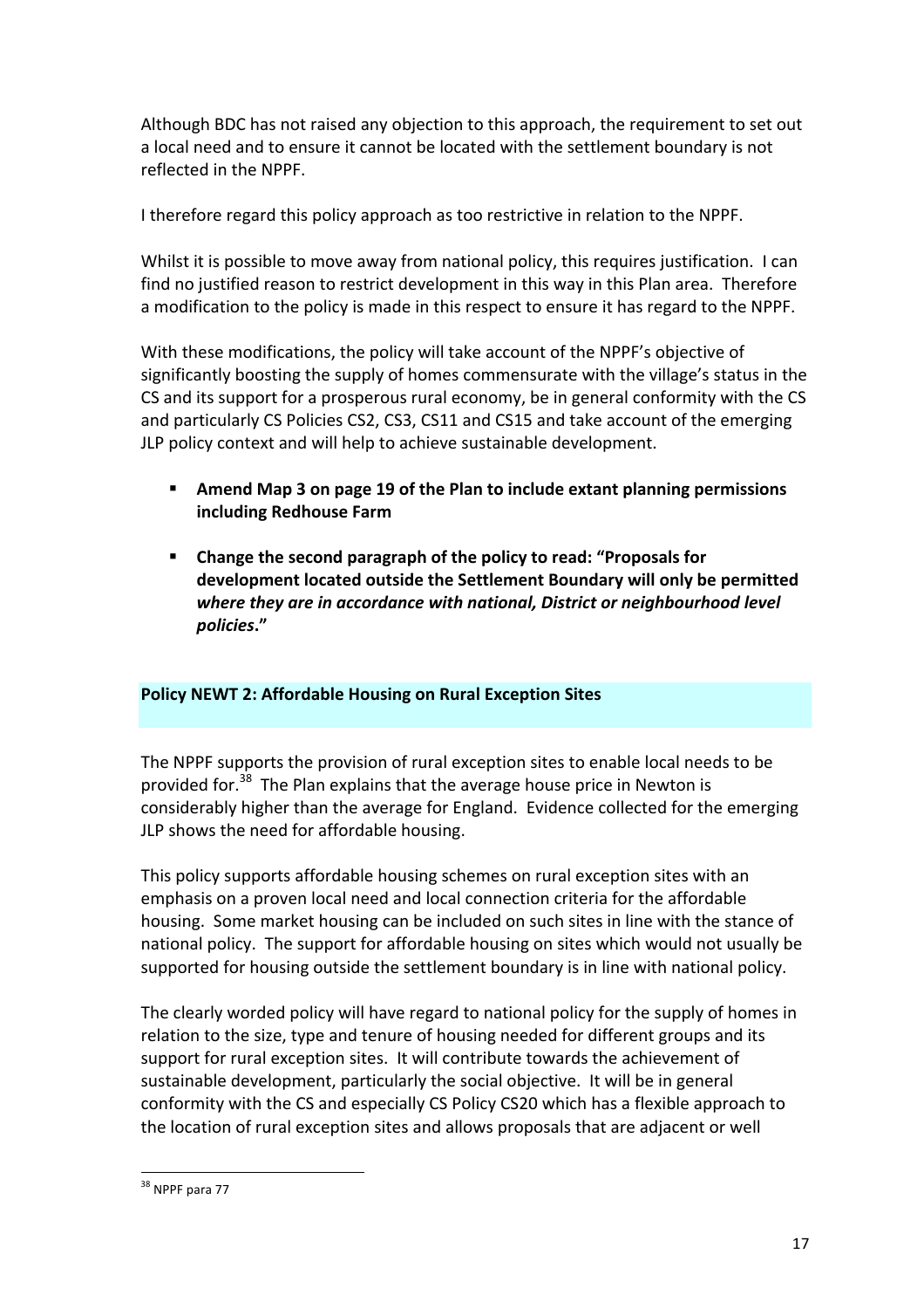Although BDC has not raised any objection to this approach, the requirement to set out a local need and to ensure it cannot be located with the settlement boundary is not reflected in the NPPF.

I therefore regard this policy approach as too restrictive in relation to the NPPF.

Whilst it is possible to move away from national policy, this requires justification. I can find no justified reason to restrict development in this way in this Plan area. Therefore a modification to the policy is made in this respect to ensure it has regard to the NPPF.

With these modifications, the policy will take account of the NPPF's objective of significantly boosting the supply of homes commensurate with the village's status in the CS and its support for a prosperous rural economy, be in general conformity with the CS and particularly CS Policies CS2, CS3, CS11 and CS15 and take account of the emerging JLP policy context and will help to achieve sustainable development.

- **Amend Map 3 on page 19 of the Plan to include extant planning permissions including Redhouse Farm**
- **Change the second paragraph of the policy to read: "Proposals for development located outside the Settlement Boundary will only be permitted *where they are in accordance with national, District or neighbourhood level policies*."**

## Policy NEWT 2: Affordable Housing on Rural Exception Sites

The NPPF supports the provision of rural exception sites to enable local needs to be provided for.[38] The Plan explains that the average house price in Newton is considerably higher than the average for England. Evidence collected for the emerging JLP shows the need for affordable housing.

This policy supports affordable housing schemes on rural exception sites with an emphasis on a proven local need and local connection criteria for the affordable housing. Some market housing can be included on such sites in line with the stance of national policy. The support for affordable housing on sites which would not usually be supported for housing outside the settlement boundary is in line with national policy.

The clearly worded policy will have regard to national policy for the supply of homes in relation to the size, type and tenure of housing needed for different groups and its support for rural exception sites. It will contribute towards the achievement of sustainable development, particularly the social objective. It will be in general conformity with the CS and especially CS Policy CS20 which has a flexible approach to the location of rural exception sites and allows proposals that are adjacent or well

---

[38] NPPF para 77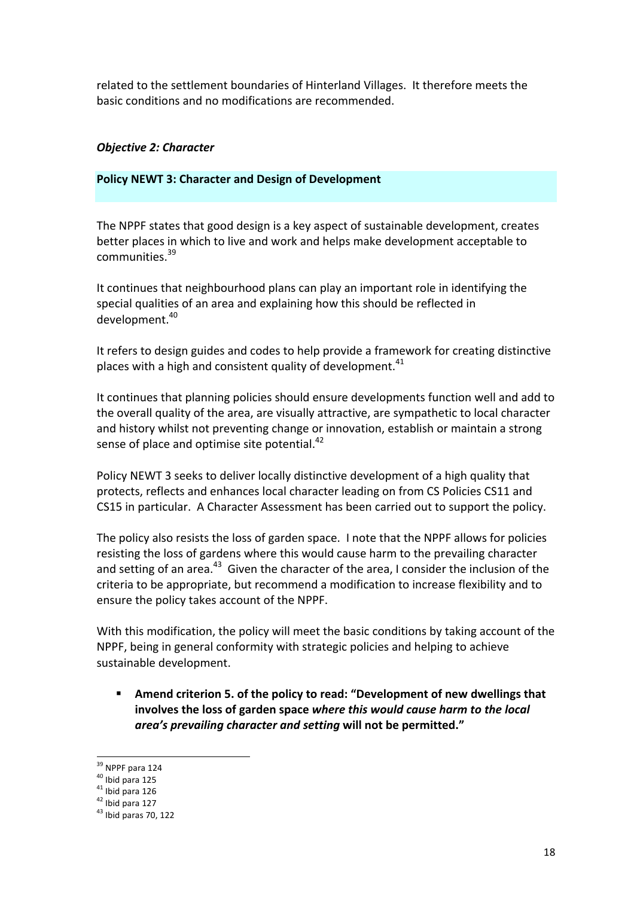related to the settlement boundaries of Hinterland Villages. It therefore meets the basic conditions and no modifications are recommended.

***Objective 2: Character***

### Policy NEWT 3: Character and Design of Development

The NPPF states that good design is a key aspect of sustainable development, creates better places in which to live and work and helps make development acceptable to communities.[39]

It continues that neighbourhood plans can play an important role in identifying the special qualities of an area and explaining how this should be reflected in development.[40]

It refers to design guides and codes to help provide a framework for creating distinctive places with a high and consistent quality of development.[41]

It continues that planning policies should ensure developments function well and add to the overall quality of the area, are visually attractive, are sympathetic to local character and history whilst not preventing change or innovation, establish or maintain a strong sense of place and optimise site potential.[42]

Policy NEWT 3 seeks to deliver locally distinctive development of a high quality that protects, reflects and enhances local character leading on from CS Policies CS11 and CS15 in particular. A Character Assessment has been carried out to support the policy.

The policy also resists the loss of garden space. I note that the NPPF allows for policies resisting the loss of gardens where this would cause harm to the prevailing character and setting of an area.[43] Given the character of the area, I consider the inclusion of the criteria to be appropriate, but recommend a modification to increase flexibility and to ensure the policy takes account of the NPPF.

With this modification, the policy will meet the basic conditions by taking account of the NPPF, being in general conformity with strategic policies and helping to achieve sustainable development.

- **Amend criterion 5. of the policy to read: "Development of new dwellings that involves the loss of garden space *where this would cause harm to the local area's prevailing character and setting* will not be permitted."**

---

[39] NPPF para 124
[40] Ibid para 125
[41] Ibid para 126
[42] Ibid para 127
[43] Ibid paras 70, 122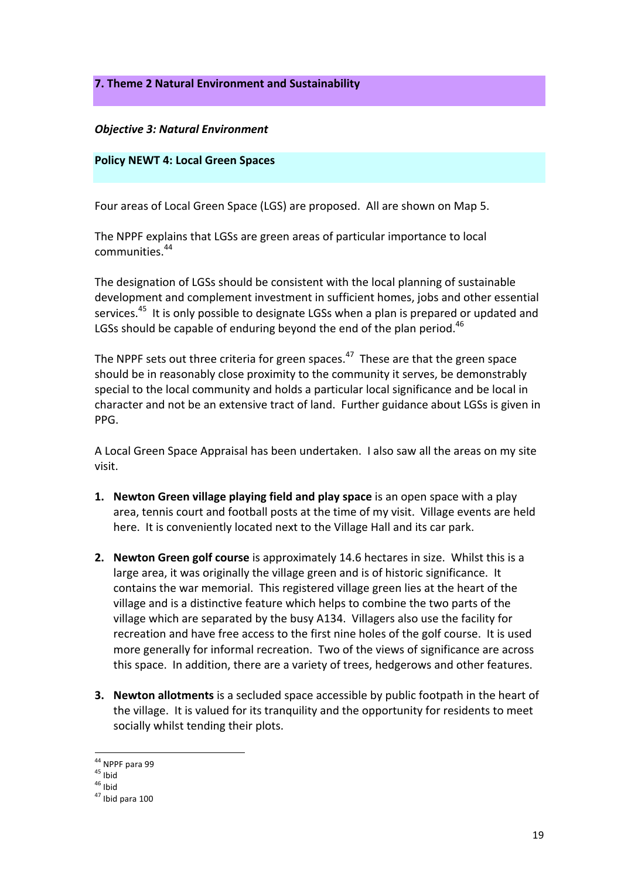## 7. Theme 2 Natural Environment and Sustainability

***Objective 3: Natural Environment***

### Policy NEWT 4: Local Green Spaces

Four areas of Local Green Space (LGS) are proposed. All are shown on Map 5.

The NPPF explains that LGSs are green areas of particular importance to local communities.[44]

The designation of LGSs should be consistent with the local planning of sustainable development and complement investment in sufficient homes, jobs and other essential services.[45] It is only possible to designate LGSs when a plan is prepared or updated and LGSs should be capable of enduring beyond the end of the plan period.[46]

The NPPF sets out three criteria for green spaces.[47] These are that the green space should be in reasonably close proximity to the community it serves, be demonstrably special to the local community and holds a particular local significance and be local in character and not be an extensive tract of land. Further guidance about LGSs is given in PPG.

A Local Green Space Appraisal has been undertaken. I also saw all the areas on my site visit.

1. **Newton Green village playing field and play space** is an open space with a play area, tennis court and football posts at the time of my visit. Village events are held here. It is conveniently located next to the Village Hall and its car park.

2. **Newton Green golf course** is approximately 14.6 hectares in size. Whilst this is a large area, it was originally the village green and is of historic significance. It contains the war memorial. This registered village green lies at the heart of the village and is a distinctive feature which helps to combine the two parts of the village which are separated by the busy A134. Villagers also use the facility for recreation and have free access to the first nine holes of the golf course. It is used more generally for informal recreation. Two of the views of significance are across this space. In addition, there are a variety of trees, hedgerows and other features.

3. **Newton allotments** is a secluded space accessible by public footpath in the heart of the village. It is valued for its tranquility and the opportunity for residents to meet socially whilst tending their plots.

---

[44] NPPF para 99
[45] Ibid
[46] Ibid
[47] Ibid para 100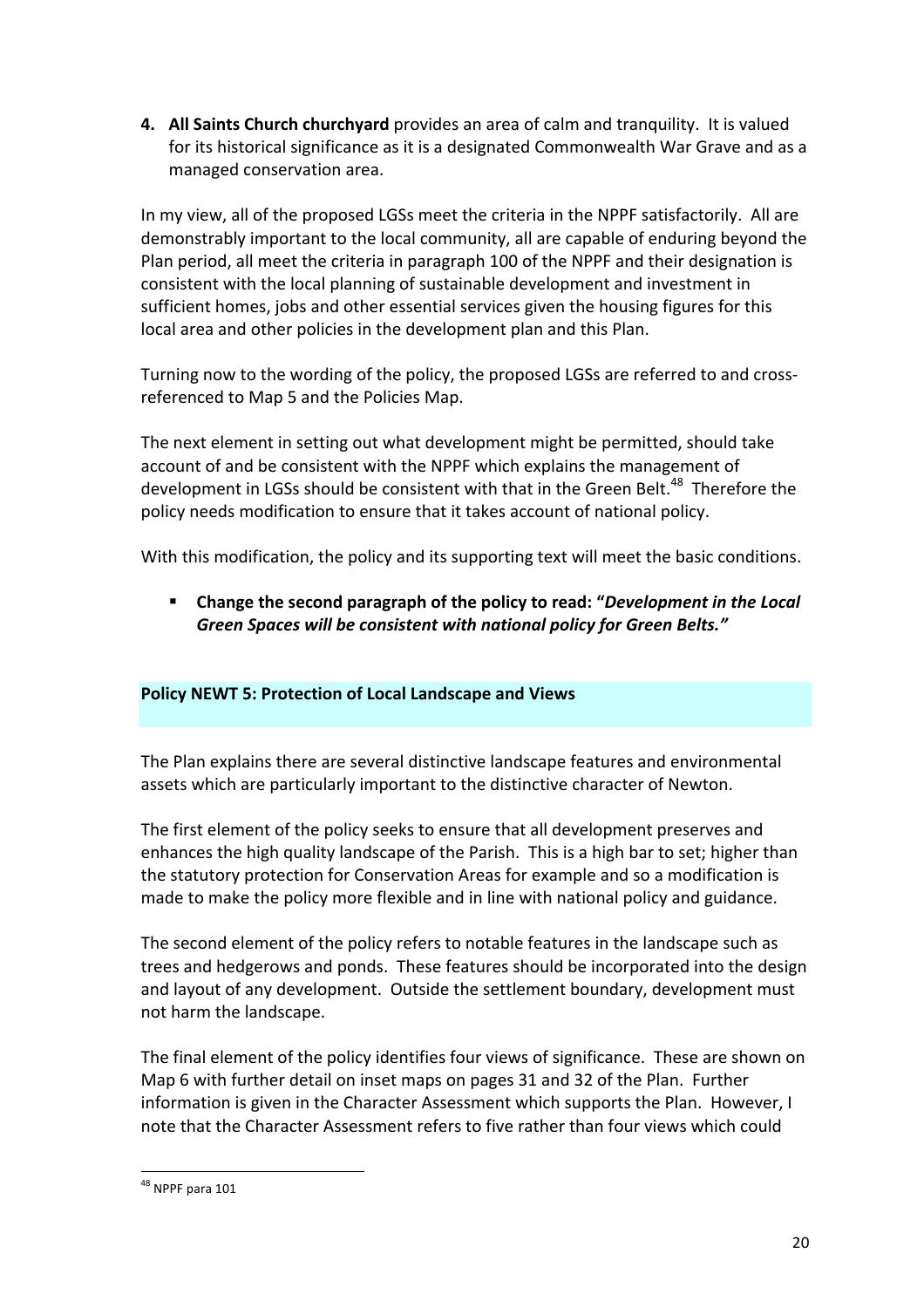4. **All Saints Church churchyard** provides an area of calm and tranquility. It is valued for its historical significance as it is a designated Commonwealth War Grave and as a managed conservation area.

In my view, all of the proposed LGSs meet the criteria in the NPPF satisfactorily. All are demonstrably important to the local community, all are capable of enduring beyond the Plan period, all meet the criteria in paragraph 100 of the NPPF and their designation is consistent with the local planning of sustainable development and investment in sufficient homes, jobs and other essential services given the housing figures for this local area and other policies in the development plan and this Plan.

Turning now to the wording of the policy, the proposed LGSs are referred to and cross-referenced to Map 5 and the Policies Map.

The next element in setting out what development might be permitted, should take account of and be consistent with the NPPF which explains the management of development in LGSs should be consistent with that in the Green Belt.[48] Therefore the policy needs modification to ensure that it takes account of national policy.

With this modification, the policy and its supporting text will meet the basic conditions.

- **Change the second paragraph of the policy to read: "*Development in the Local Green Spaces will be consistent with national policy for Green Belts.*"**

## Policy NEWT 5: Protection of Local Landscape and Views

The Plan explains there are several distinctive landscape features and environmental assets which are particularly important to the distinctive character of Newton.

The first element of the policy seeks to ensure that all development preserves and enhances the high quality landscape of the Parish. This is a high bar to set; higher than the statutory protection for Conservation Areas for example and so a modification is made to make the policy more flexible and in line with national policy and guidance.

The second element of the policy refers to notable features in the landscape such as trees and hedgerows and ponds. These features should be incorporated into the design and layout of any development. Outside the settlement boundary, development must not harm the landscape.

The final element of the policy identifies four views of significance. These are shown on Map 6 with further detail on inset maps on pages 31 and 32 of the Plan. Further information is given in the Character Assessment which supports the Plan. However, I note that the Character Assessment refers to five rather than four views which could

[48] NPPF para 101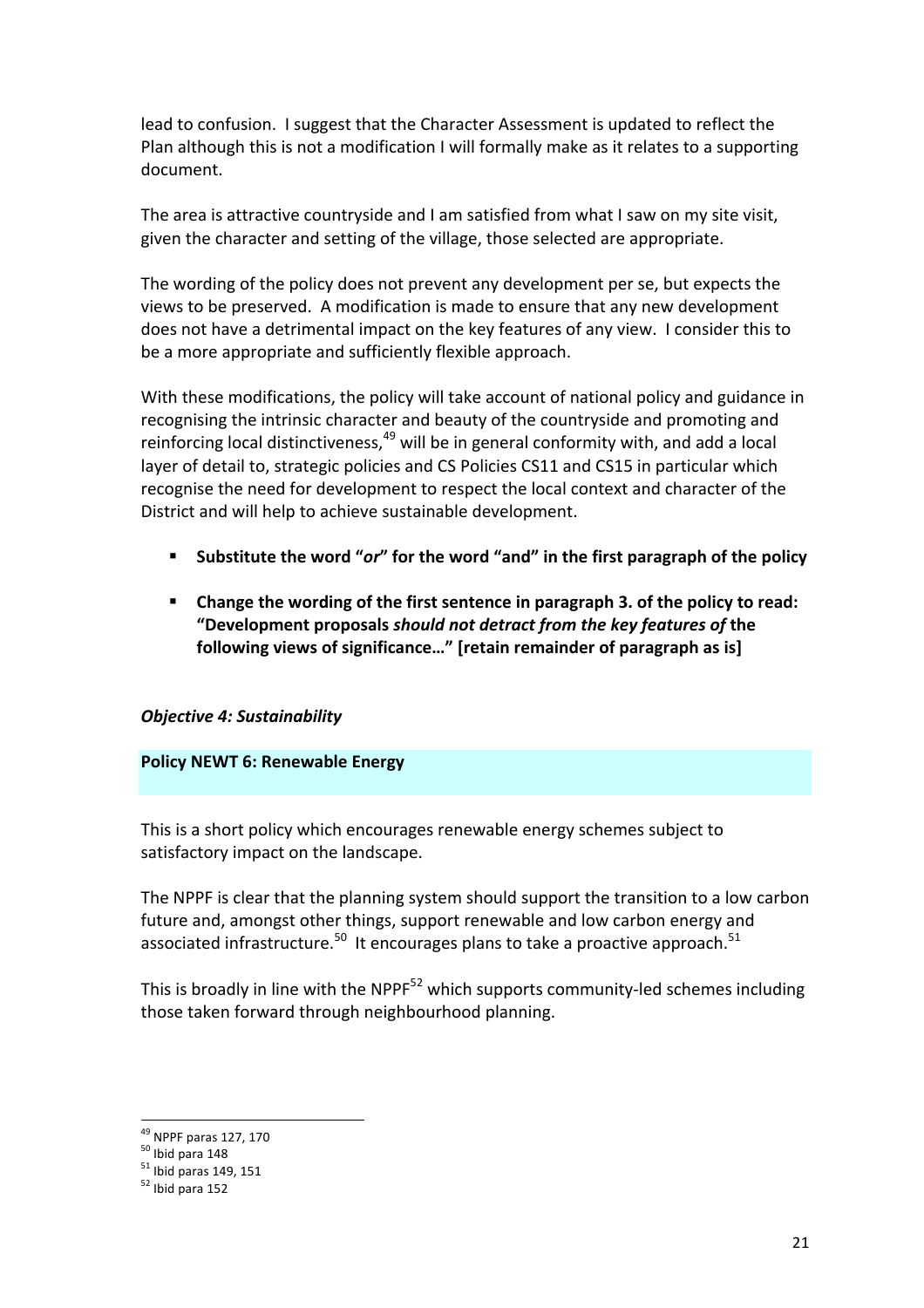lead to confusion. I suggest that the Character Assessment is updated to reflect the Plan although this is not a modification I will formally make as it relates to a supporting document.

The area is attractive countryside and I am satisfied from what I saw on my site visit, given the character and setting of the village, those selected are appropriate.

The wording of the policy does not prevent any development per se, but expects the views to be preserved. A modification is made to ensure that any new development does not have a detrimental impact on the key features of any view. I consider this to be a more appropriate and sufficiently flexible approach.

With these modifications, the policy will take account of national policy and guidance in recognising the intrinsic character and beauty of the countryside and promoting and reinforcing local distinctiveness,[49] will be in general conformity with, and add a local layer of detail to, strategic policies and CS Policies CS11 and CS15 in particular which recognise the need for development to respect the local context and character of the District and will help to achieve sustainable development.

- **Substitute the word "*or*" for the word "and" in the first paragraph of the policy**
- **Change the wording of the first sentence in paragraph 3. of the policy to read: "Development proposals *should not detract from the key features of* the following views of significance…" [retain remainder of paragraph as is]**

***Objective 4: Sustainability***

**Policy NEWT 6: Renewable Energy**

This is a short policy which encourages renewable energy schemes subject to satisfactory impact on the landscape.

The NPPF is clear that the planning system should support the transition to a low carbon future and, amongst other things, support renewable and low carbon energy and associated infrastructure.[50] It encourages plans to take a proactive approach.[51]

This is broadly in line with the NPPF[52] which supports community-led schemes including those taken forward through neighbourhood planning.

---

[49] NPPF paras 127, 170
[50] Ibid para 148
[51] Ibid paras 149, 151
[52] Ibid para 152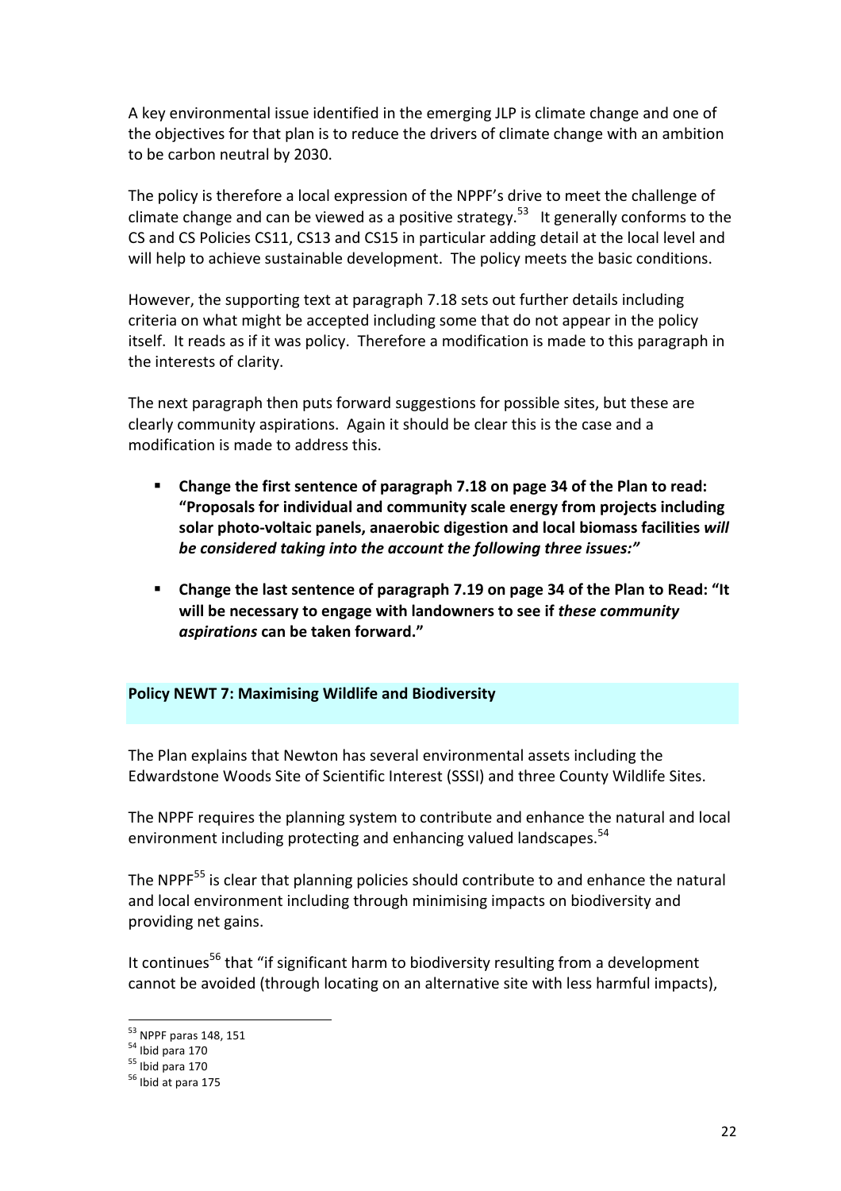A key environmental issue identified in the emerging JLP is climate change and one of the objectives for that plan is to reduce the drivers of climate change with an ambition to be carbon neutral by 2030.

The policy is therefore a local expression of the NPPF's drive to meet the challenge of climate change and can be viewed as a positive strategy.[53] It generally conforms to the CS and CS Policies CS11, CS13 and CS15 in particular adding detail at the local level and will help to achieve sustainable development. The policy meets the basic conditions.

However, the supporting text at paragraph 7.18 sets out further details including criteria on what might be accepted including some that do not appear in the policy itself. It reads as if it was policy. Therefore a modification is made to this paragraph in the interests of clarity.

The next paragraph then puts forward suggestions for possible sites, but these are clearly community aspirations. Again it should be clear this is the case and a modification is made to address this.

- **Change the first sentence of paragraph 7.18 on page 34 of the Plan to read: "Proposals for individual and community scale energy from projects including solar photo-voltaic panels, anaerobic digestion and local biomass facilities *will be considered taking into the account the following three issues:"***

- **Change the last sentence of paragraph 7.19 on page 34 of the Plan to Read: "It will be necessary to engage with landowners to see if *these community aspirations* can be taken forward."**

## Policy NEWT 7: Maximising Wildlife and Biodiversity

The Plan explains that Newton has several environmental assets including the Edwardstone Woods Site of Scientific Interest (SSSI) and three County Wildlife Sites.

The NPPF requires the planning system to contribute and enhance the natural and local environment including protecting and enhancing valued landscapes.[54]

The NPPF[55] is clear that planning policies should contribute to and enhance the natural and local environment including through minimising impacts on biodiversity and providing net gains.

It continues[56] that "if significant harm to biodiversity resulting from a development cannot be avoided (through locating on an alternative site with less harmful impacts),

[53] NPPF paras 148, 151
[54] Ibid para 170
[55] Ibid para 170
[56] Ibid at para 175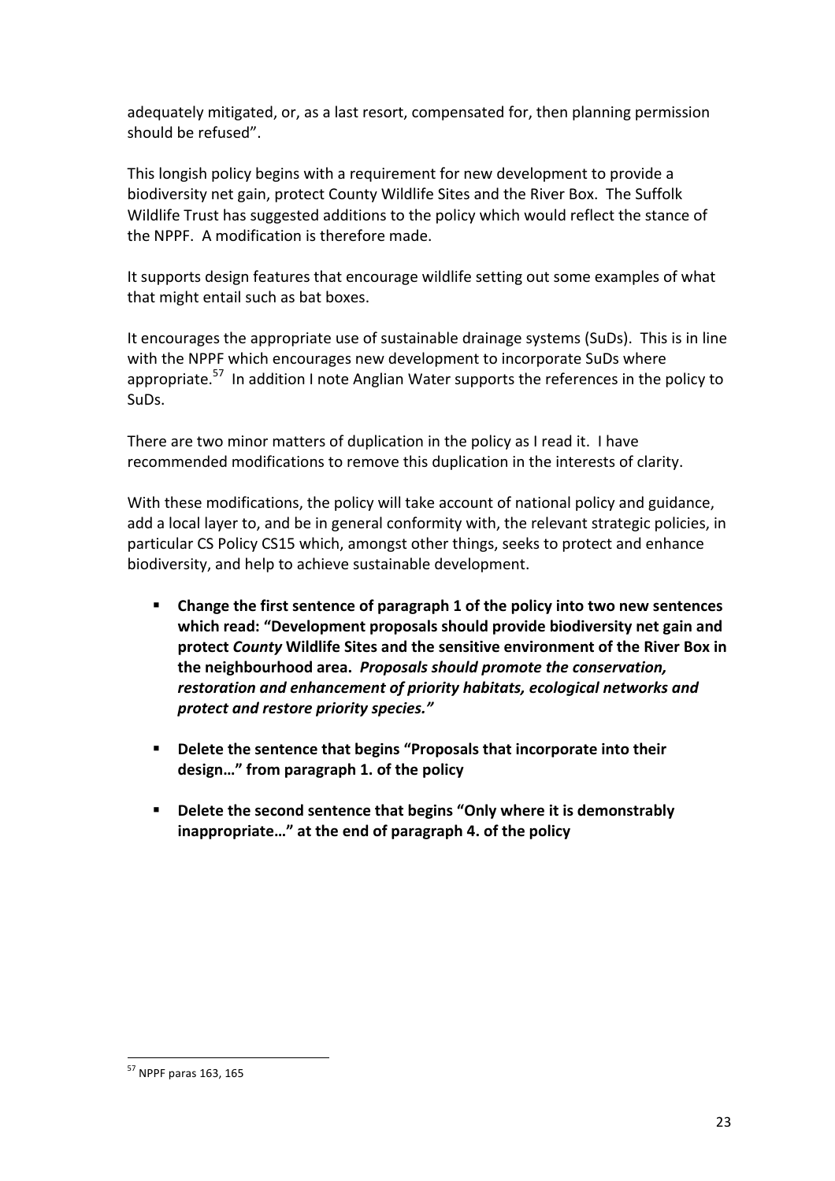adequately mitigated, or, as a last resort, compensated for, then planning permission should be refused".

This longish policy begins with a requirement for new development to provide a biodiversity net gain, protect County Wildlife Sites and the River Box. The Suffolk Wildlife Trust has suggested additions to the policy which would reflect the stance of the NPPF. A modification is therefore made.

It supports design features that encourage wildlife setting out some examples of what that might entail such as bat boxes.

It encourages the appropriate use of sustainable drainage systems (SuDs). This is in line with the NPPF which encourages new development to incorporate SuDs where appropriate.[57] In addition I note Anglian Water supports the references in the policy to SuDs.

There are two minor matters of duplication in the policy as I read it. I have recommended modifications to remove this duplication in the interests of clarity.

With these modifications, the policy will take account of national policy and guidance, add a local layer to, and be in general conformity with, the relevant strategic policies, in particular CS Policy CS15 which, amongst other things, seeks to protect and enhance biodiversity, and help to achieve sustainable development.

- **Change the first sentence of paragraph 1 of the policy into two new sentences which read: "Development proposals should provide biodiversity net gain and protect *County* Wildlife Sites and the sensitive environment of the River Box in the neighbourhood area. *Proposals should promote the conservation, restoration and enhancement of priority habitats, ecological networks and protect and restore priority species."***
- **Delete the sentence that begins "Proposals that incorporate into their design…" from paragraph 1. of the policy**
- **Delete the second sentence that begins "Only where it is demonstrably inappropriate…" at the end of paragraph 4. of the policy**

[57] NPPF paras 163, 165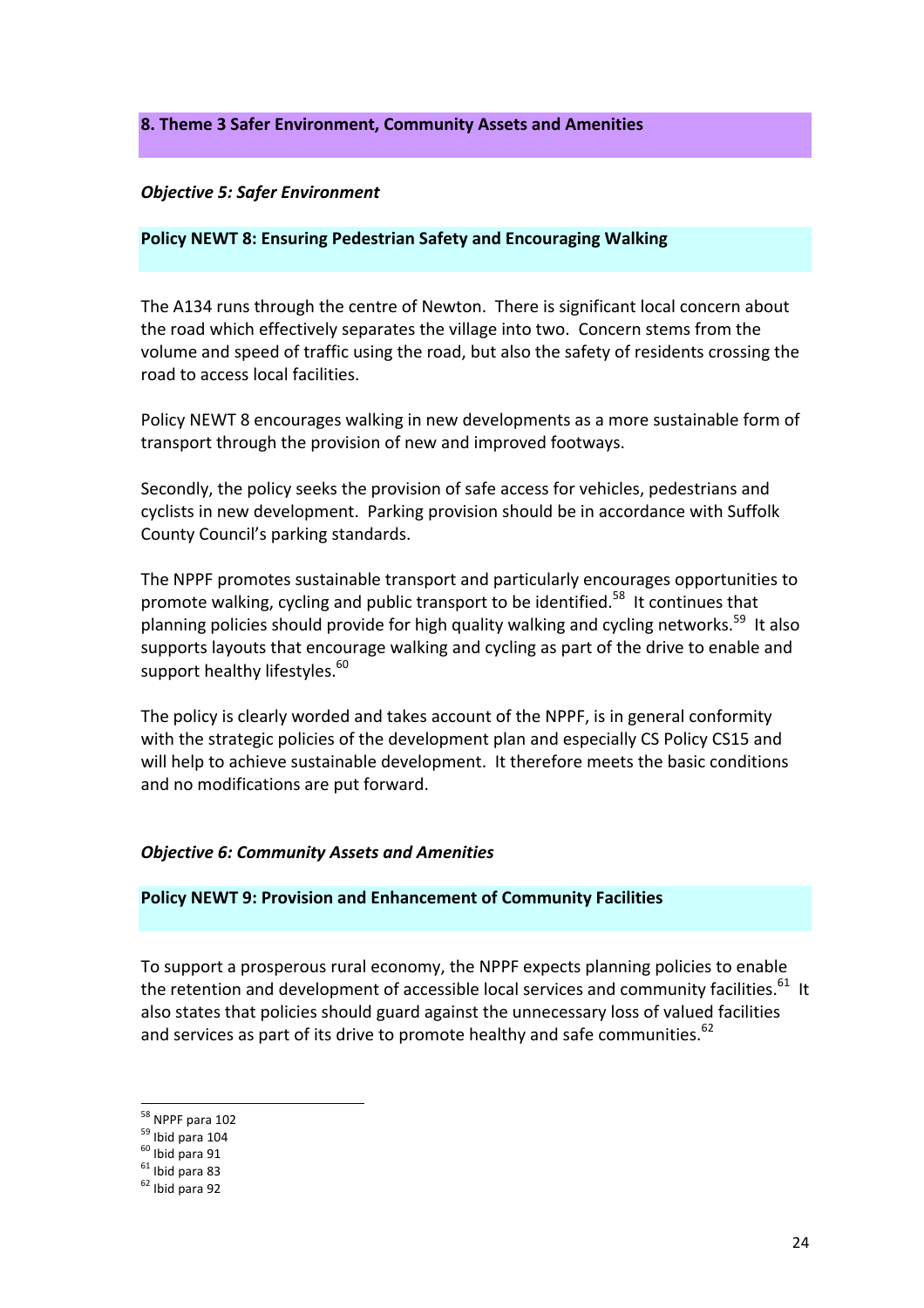## 8. Theme 3 Safer Environment, Community Assets and Amenities

***Objective 5: Safer Environment***

### Policy NEWT 8: Ensuring Pedestrian Safety and Encouraging Walking

The A134 runs through the centre of Newton. There is significant local concern about the road which effectively separates the village into two. Concern stems from the volume and speed of traffic using the road, but also the safety of residents crossing the road to access local facilities.

Policy NEWT 8 encourages walking in new developments as a more sustainable form of transport through the provision of new and improved footways.

Secondly, the policy seeks the provision of safe access for vehicles, pedestrians and cyclists in new development. Parking provision should be in accordance with Suffolk County Council's parking standards.

The NPPF promotes sustainable transport and particularly encourages opportunities to promote walking, cycling and public transport to be identified.[58] It continues that planning policies should provide for high quality walking and cycling networks.[59] It also supports layouts that encourage walking and cycling as part of the drive to enable and support healthy lifestyles.[60]

The policy is clearly worded and takes account of the NPPF, is in general conformity with the strategic policies of the development plan and especially CS Policy CS15 and will help to achieve sustainable development. It therefore meets the basic conditions and no modifications are put forward.

***Objective 6: Community Assets and Amenities***

### Policy NEWT 9: Provision and Enhancement of Community Facilities

To support a prosperous rural economy, the NPPF expects planning policies to enable the retention and development of accessible local services and community facilities.[61] It also states that policies should guard against the unnecessary loss of valued facilities and services as part of its drive to promote healthy and safe communities.[62]

---

[58] NPPF para 102
[59] Ibid para 104
[60] Ibid para 91
[61] Ibid para 83
[62] Ibid para 92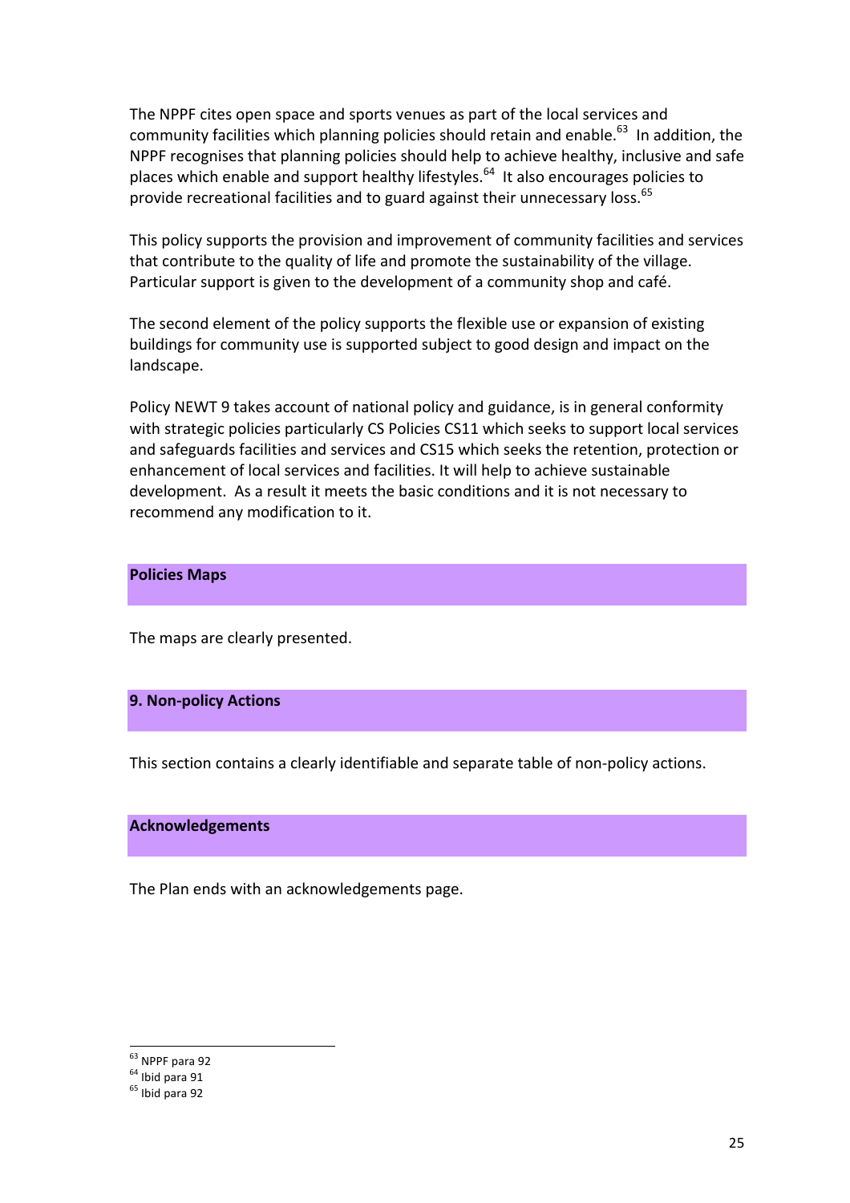The NPPF cites open space and sports venues as part of the local services and community facilities which planning policies should retain and enable.[63] In addition, the NPPF recognises that planning policies should help to achieve healthy, inclusive and safe places which enable and support healthy lifestyles.[64] It also encourages policies to provide recreational facilities and to guard against their unnecessary loss.[65]

This policy supports the provision and improvement of community facilities and services that contribute to the quality of life and promote the sustainability of the village. Particular support is given to the development of a community shop and café.

The second element of the policy supports the flexible use or expansion of existing buildings for community use is supported subject to good design and impact on the landscape.

Policy NEWT 9 takes account of national policy and guidance, is in general conformity with strategic policies particularly CS Policies CS11 which seeks to support local services and safeguards facilities and services and CS15 which seeks the retention, protection or enhancement of local services and facilities. It will help to achieve sustainable development. As a result it meets the basic conditions and it is not necessary to recommend any modification to it.

## Policies Maps

The maps are clearly presented.

## 9. Non-policy Actions

This section contains a clearly identifiable and separate table of non-policy actions.

## Acknowledgements

The Plan ends with an acknowledgements page.

---

[63] NPPF para 92
[64] Ibid para 91
[65] Ibid para 92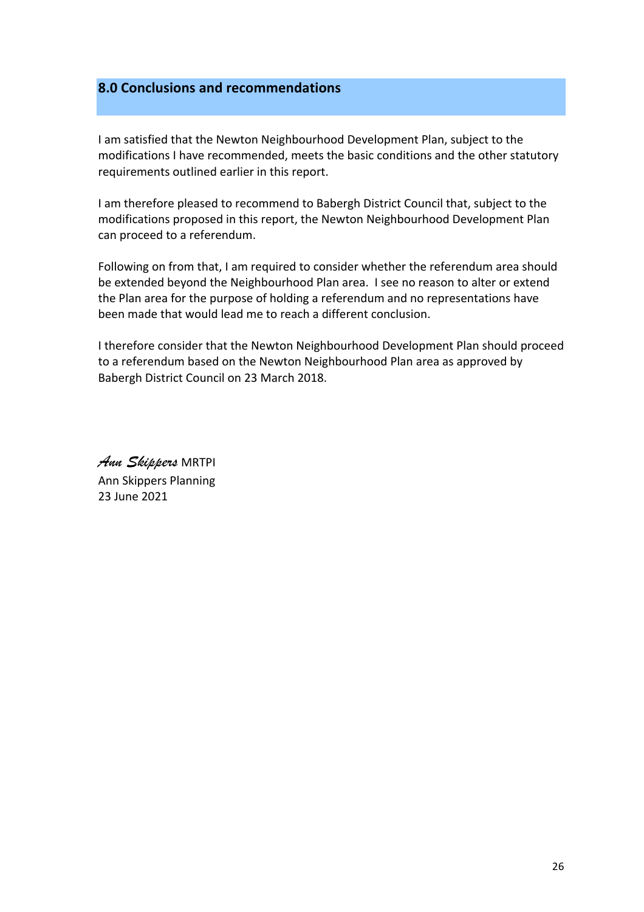## 8.0 Conclusions and recommendations

I am satisfied that the Newton Neighbourhood Development Plan, subject to the modifications I have recommended, meets the basic conditions and the other statutory requirements outlined earlier in this report.

I am therefore pleased to recommend to Babergh District Council that, subject to the modifications proposed in this report, the Newton Neighbourhood Development Plan can proceed to a referendum.

Following on from that, I am required to consider whether the referendum area should be extended beyond the Neighbourhood Plan area. I see no reason to alter or extend the Plan area for the purpose of holding a referendum and no representations have been made that would lead me to reach a different conclusion.

I therefore consider that the Newton Neighbourhood Development Plan should proceed to a referendum based on the Newton Neighbourhood Plan area as approved by Babergh District Council on 23 March 2018.

*Ann Skippers* MRTPI
Ann Skippers Planning
23 June 2021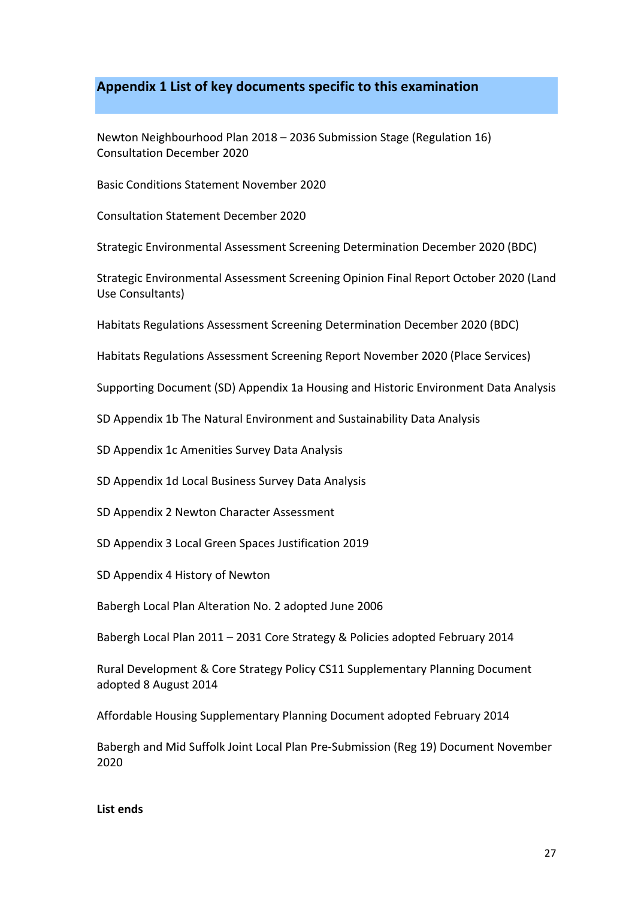## Appendix 1 List of key documents specific to this examination

Newton Neighbourhood Plan 2018 – 2036 Submission Stage (Regulation 16) Consultation December 2020

Basic Conditions Statement November 2020

Consultation Statement December 2020

Strategic Environmental Assessment Screening Determination December 2020 (BDC)

Strategic Environmental Assessment Screening Opinion Final Report October 2020 (Land Use Consultants)

Habitats Regulations Assessment Screening Determination December 2020 (BDC)

Habitats Regulations Assessment Screening Report November 2020 (Place Services)

Supporting Document (SD) Appendix 1a Housing and Historic Environment Data Analysis

SD Appendix 1b The Natural Environment and Sustainability Data Analysis

SD Appendix 1c Amenities Survey Data Analysis

SD Appendix 1d Local Business Survey Data Analysis

SD Appendix 2 Newton Character Assessment

SD Appendix 3 Local Green Spaces Justification 2019

SD Appendix 4 History of Newton

Babergh Local Plan Alteration No. 2 adopted June 2006

Babergh Local Plan 2011 – 2031 Core Strategy & Policies adopted February 2014

Rural Development & Core Strategy Policy CS11 Supplementary Planning Document adopted 8 August 2014

Affordable Housing Supplementary Planning Document adopted February 2014

Babergh and Mid Suffolk Joint Local Plan Pre-Submission (Reg 19) Document November 2020

**List ends**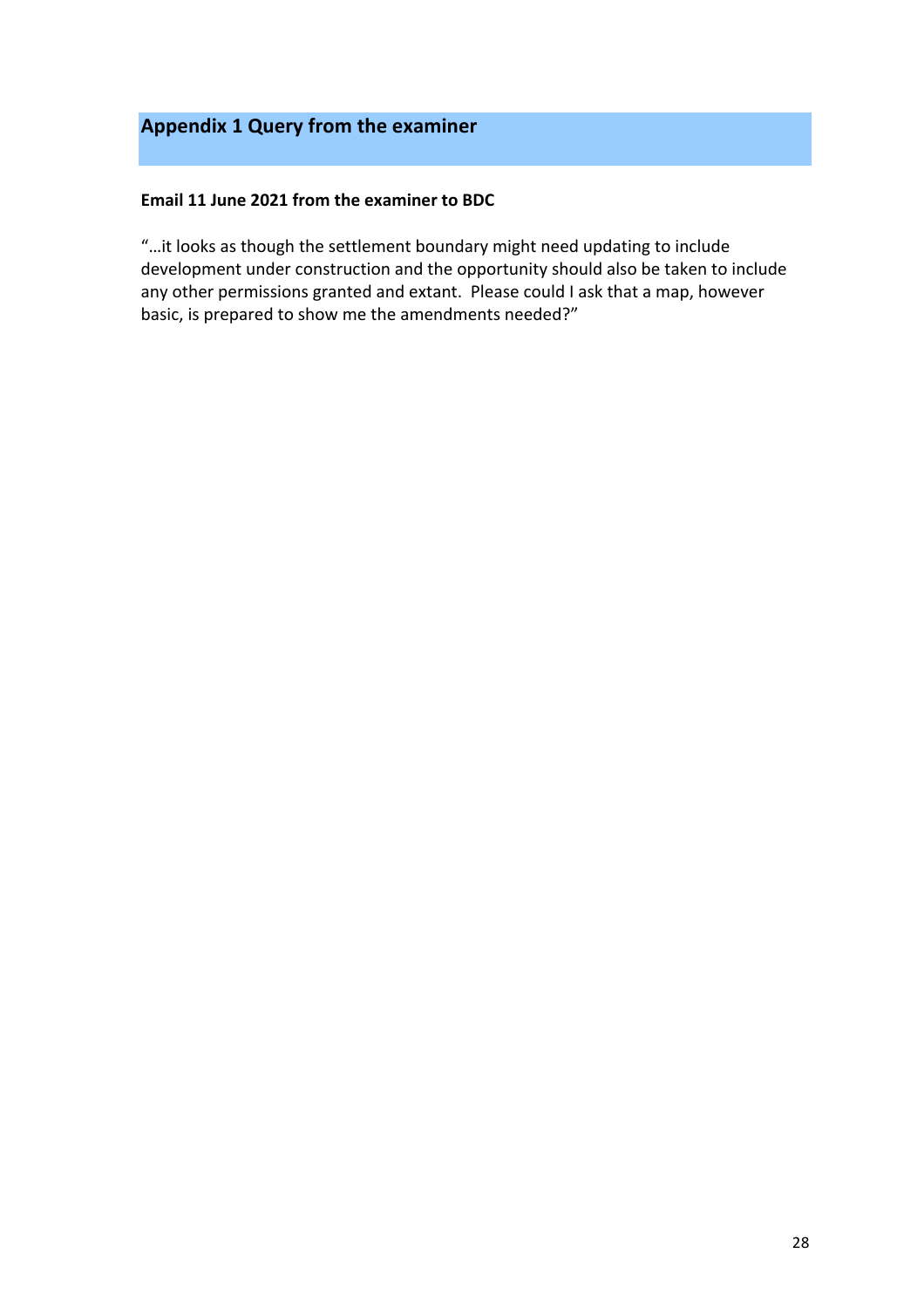## Appendix 1 Query from the examiner

**Email 11 June 2021 from the examiner to BDC**

"…it looks as though the settlement boundary might need updating to include development under construction and the opportunity should also be taken to include any other permissions granted and extant. Please could I ask that a map, however basic, is prepared to show me the amendments needed?"